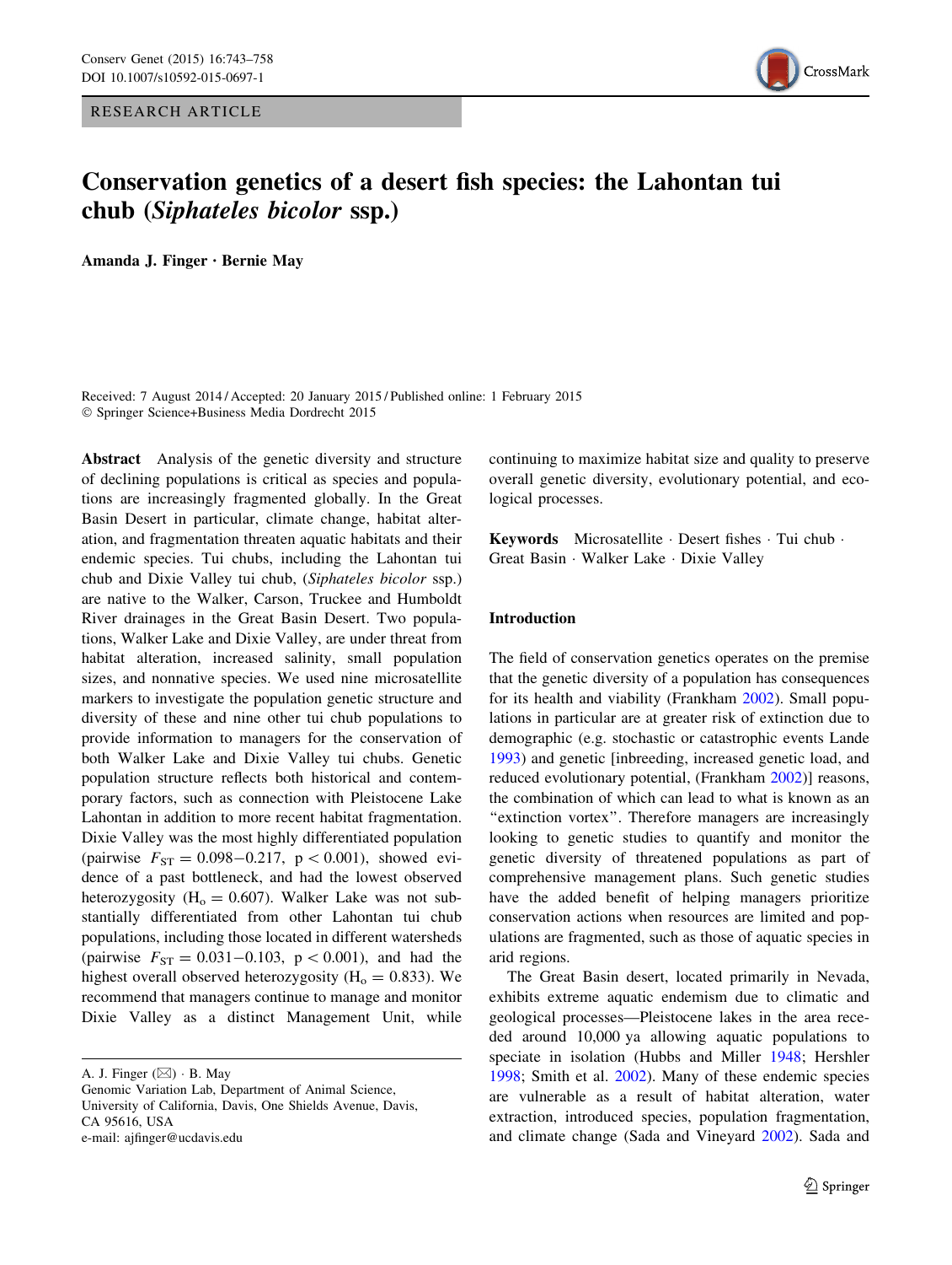RESEARCH ARTICLE

# Conservation genetics of a desert fish species: the Lahontan tui chub (*Siphateles bicolor* ssp.)

**Amanda J. Finger · Bernie May**

Received: 7 August 2014 / Accepted: 20 January 2015 / Published online: 1 February 2015
© Springer Science+Business Media Dordrecht 2015

**Abstract** Analysis of the genetic diversity and structure of declining populations is critical as species and populations are increasingly fragmented globally. In the Great Basin Desert in particular, climate change, habitat alteration, and fragmentation threaten aquatic habitats and their endemic species. Tui chubs, including the Lahontan tui chub and Dixie Valley tui chub, (*Siphateles bicolor* ssp.) are native to the Walker, Carson, Truckee and Humboldt River drainages in the Great Basin Desert. Two populations, Walker Lake and Dixie Valley, are under threat from habitat alteration, increased salinity, small population sizes, and nonnative species. We used nine microsatellite markers to investigate the population genetic structure and diversity of these and nine other tui chub populations to provide information to managers for the conservation of both Walker Lake and Dixie Valley tui chubs. Genetic population structure reflects both historical and contemporary factors, such as connection with Pleistocene Lake Lahontan in addition to more recent habitat fragmentation. Dixie Valley was the most highly differentiated population (pairwise $F_{ST} = 0.098-0.217$, $p < 0.001$), showed evidence of a past bottleneck, and had the lowest observed heterozygosity ($H_o = 0.607$). Walker Lake was not substantially differentiated from other Lahontan tui chub populations, including those located in different watersheds (pairwise $F_{ST} = 0.031-0.103$, $p < 0.001$), and had the highest overall observed heterozygosity ($H_o = 0.833$). We recommend that managers continue to manage and monitor Dixie Valley as a distinct Management Unit, while continuing to maximize habitat size and quality to preserve overall genetic diversity, evolutionary potential, and ecological processes.

**Keywords** Microsatellite · Desert fishes · Tui chub · Great Basin · Walker Lake · Dixie Valley

A. J. Finger (✉) · B. May
Genomic Variation Lab, Department of Animal Science, University of California, Davis, One Shields Avenue, Davis, CA 95616, USA
e-mail: ajfinger@ucdavis.edu

## Introduction

The field of conservation genetics operates on the premise that the genetic diversity of a population has consequences for its health and viability (Frankham 2002). Small populations in particular are at greater risk of extinction due to demographic (e.g. stochastic or catastrophic events Lande 1993) and genetic [inbreeding, increased genetic load, and reduced evolutionary potential, (Frankham 2002)] reasons, the combination of which can lead to what is known as an "extinction vortex". Therefore managers are increasingly looking to genetic studies to quantify and monitor the genetic diversity of threatened populations as part of comprehensive management plans. Such genetic studies have the added benefit of helping managers prioritize conservation actions when resources are limited and populations are fragmented, such as those of aquatic species in arid regions.

The Great Basin desert, located primarily in Nevada, exhibits extreme aquatic endemism due to climatic and geological processes—Pleistocene lakes in the area receded around 10,000 ya allowing aquatic populations to speciate in isolation (Hubbs and Miller 1948; Hershler 1998; Smith et al. 2002). Many of these endemic species are vulnerable as a result of habitat alteration, water extraction, introduced species, population fragmentation, and climate change (Sada and Vineyard 2002). Sada and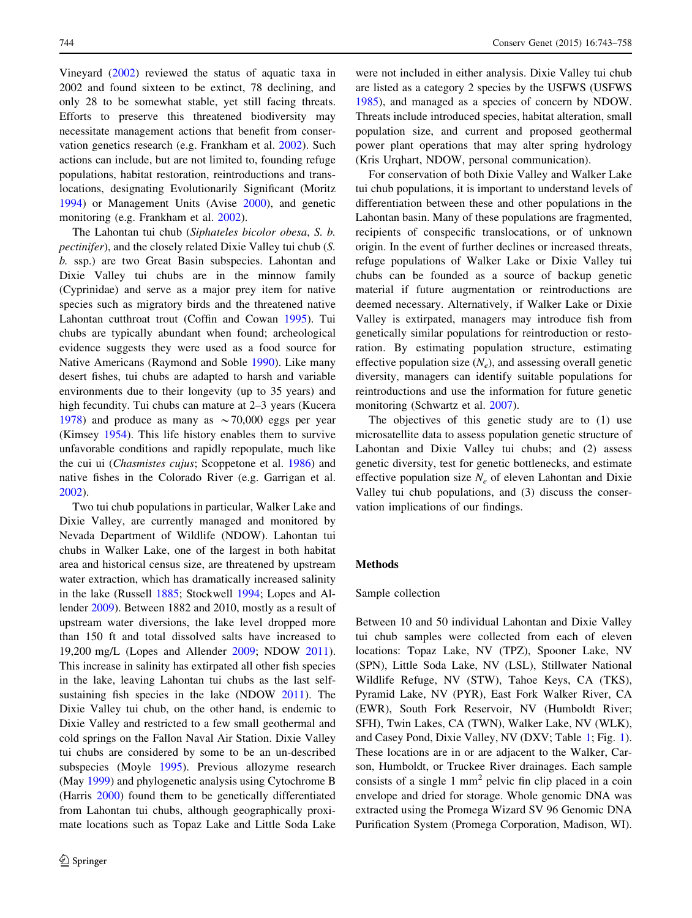Vineyard (2002) reviewed the status of aquatic taxa in 2002 and found sixteen to be extinct, 78 declining, and only 28 to be somewhat stable, yet still facing threats. Efforts to preserve this threatened biodiversity may necessitate management actions that benefit from conservation genetics research (e.g. Frankham et al. 2002). Such actions can include, but are not limited to, founding refuge populations, habitat restoration, reintroductions and translocations, designating Evolutionarily Significant (Moritz 1994) or Management Units (Avise 2000), and genetic monitoring (e.g. Frankham et al. 2002).

The Lahontan tui chub (*Siphateles bicolor obesa*, *S. b. pectinifer*), and the closely related Dixie Valley tui chub (*S. b.* ssp.) are two Great Basin subspecies. Lahontan and Dixie Valley tui chubs are in the minnow family (Cyprinidae) and serve as a major prey item for native species such as migratory birds and the threatened native Lahontan cutthroat trout (Coffin and Cowan 1995). Tui chubs are typically abundant when found; archeological evidence suggests they were used as a food source for Native Americans (Raymond and Soble 1990). Like many desert fishes, tui chubs are adapted to harsh and variable environments due to their longevity (up to 35 years) and high fecundity. Tui chubs can mature at 2–3 years (Kucera 1978) and produce as many as ~70,000 eggs per year (Kimsey 1954). This life history enables them to survive unfavorable conditions and rapidly repopulate, much like the cui ui (*Chasmistes cujus*; Scoppetone et al. 1986) and native fishes in the Colorado River (e.g. Garrigan et al. 2002).

Two tui chub populations in particular, Walker Lake and Dixie Valley, are currently managed and monitored by Nevada Department of Wildlife (NDOW). Lahontan tui chubs in Walker Lake, one of the largest in both habitat area and historical census size, are threatened by upstream water extraction, which has dramatically increased salinity in the lake (Russell 1885; Stockwell 1994; Lopes and Allender 2009). Between 1882 and 2010, mostly as a result of upstream water diversions, the lake level dropped more than 150 ft and total dissolved salts have increased to 19,200 mg/L (Lopes and Allender 2009; NDOW 2011). This increase in salinity has extirpated all other fish species in the lake, leaving Lahontan tui chubs as the last self-sustaining fish species in the lake (NDOW 2011). The Dixie Valley tui chub, on the other hand, is endemic to Dixie Valley and restricted to a few small geothermal and cold springs on the Fallon Naval Air Station. Dixie Valley tui chubs are considered by some to be an un-described subspecies (Moyle 1995). Previous allozyme research (May 1999) and phylogenetic analysis using Cytochrome B (Harris 2000) found them to be genetically differentiated from Lahontan tui chubs, although geographically proximate locations such as Topaz Lake and Little Soda Lake were not included in either analysis. Dixie Valley tui chub are listed as a category 2 species by the USFWS (USFWS 1985), and managed as a species of concern by NDOW. Threats include introduced species, habitat alteration, small population size, and current and proposed geothermal power plant operations that may alter spring hydrology (Kris Urqhart, NDOW, personal communication).

For conservation of both Dixie Valley and Walker Lake tui chub populations, it is important to understand levels of differentiation between these and other populations in the Lahontan basin. Many of these populations are fragmented, recipients of conspecific translocations, or of unknown origin. In the event of further declines or increased threats, refuge populations of Walker Lake or Dixie Valley tui chubs can be founded as a source of backup genetic material if future augmentation or reintroductions are deemed necessary. Alternatively, if Walker Lake or Dixie Valley is extirpated, managers may introduce fish from genetically similar populations for reintroduction or restoration. By estimating population structure, estimating effective population size ($N_e$), and assessing overall genetic diversity, managers can identify suitable populations for reintroductions and use the information for future genetic monitoring (Schwartz et al. 2007).

The objectives of this genetic study are to (1) use microsatellite data to assess population genetic structure of Lahontan and Dixie Valley tui chubs; and (2) assess genetic diversity, test for genetic bottlenecks, and estimate effective population size $N_e$ of eleven Lahontan and Dixie Valley tui chub populations, and (3) discuss the conservation implications of our findings.

## Methods

### Sample collection

Between 10 and 50 individual Lahontan and Dixie Valley tui chub samples were collected from each of eleven locations: Topaz Lake, NV (TPZ), Spooner Lake, NV (SPN), Little Soda Lake, NV (LSL), Stillwater National Wildlife Refuge, NV (STW), Tahoe Keys, CA (TKS), Pyramid Lake, NV (PYR), East Fork Walker River, CA (EWR), South Fork Reservoir, NV (Humboldt River; SFH), Twin Lakes, CA (TWN), Walker Lake, NV (WLK), and Casey Pond, Dixie Valley, NV (DXV; Table 1; Fig. 1). These locations are in or are adjacent to the Walker, Carson, Humboldt, or Truckee River drainages. Each sample consists of a single 1 $mm^2$ pelvic fin clip placed in a coin envelope and dried for storage. Whole genomic DNA was extracted using the Promega Wizard SV 96 Genomic DNA Purification System (Promega Corporation, Madison, WI).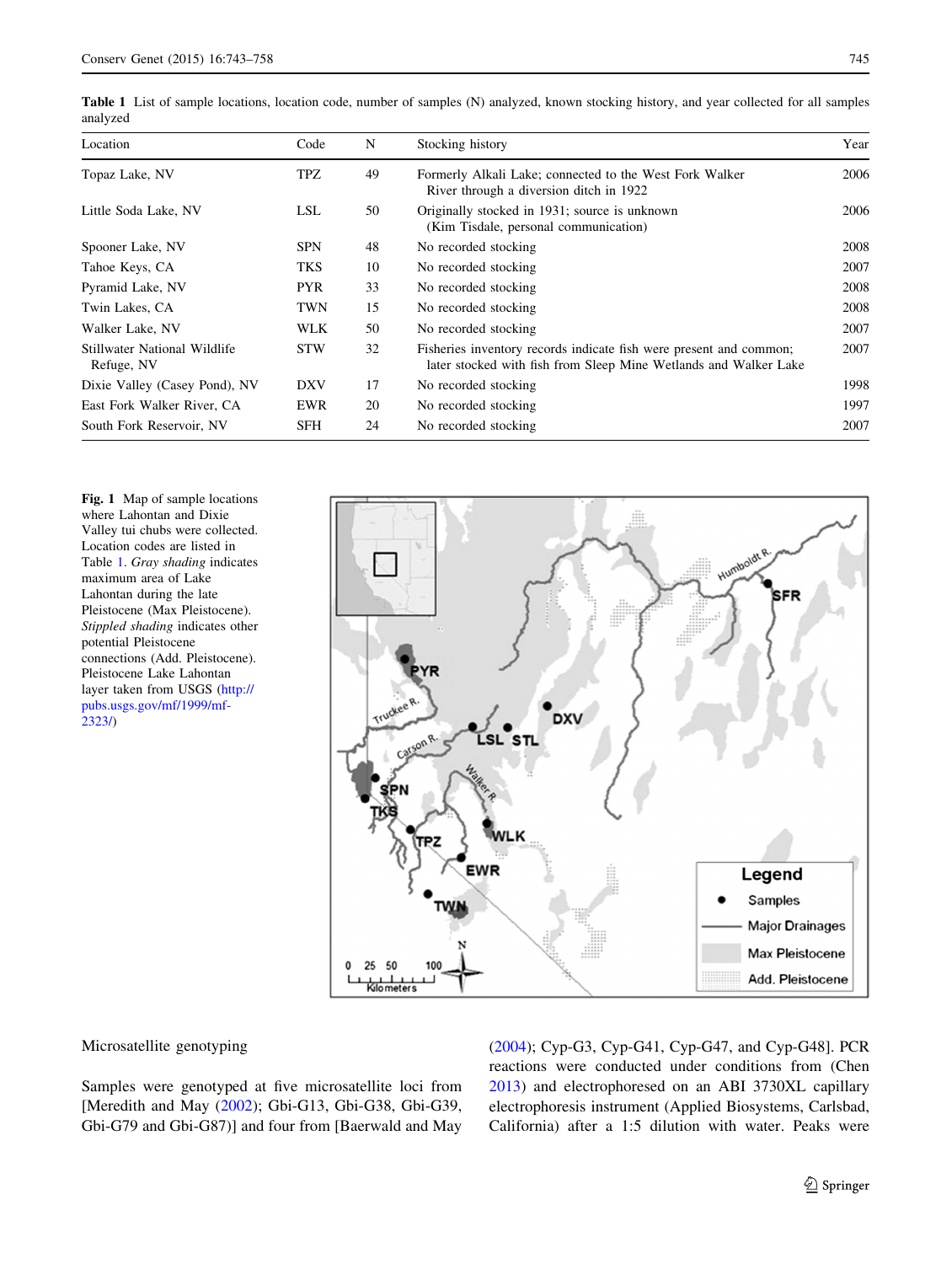**Table 1** List of sample locations, location code, number of samples (N) analyzed, known stocking history, and year collected for all samples analyzed

| Location | Code | N | Stocking history | Year |
|---|---|---|---|---|
| Topaz Lake, NV | TPZ | 49 | Formerly Alkali Lake; connected to the West Fork Walker River through a diversion ditch in 1922 | 2006 |
| Little Soda Lake, NV | LSL | 50 | Originally stocked in 1931; source is unknown (Kim Tisdale, personal communication) | 2006 |
| Spooner Lake, NV | SPN | 48 | No recorded stocking | 2008 |
| Tahoe Keys, CA | TKS | 10 | No recorded stocking | 2007 |
| Pyramid Lake, NV | PYR | 33 | No recorded stocking | 2008 |
| Twin Lakes, CA | TWN | 15 | No recorded stocking | 2008 |
| Walker Lake, NV | WLK | 50 | No recorded stocking | 2007 |
| Stillwater National Wildlife Refuge, NV | STW | 32 | Fisheries inventory records indicate fish were present and common; later stocked with fish from Sleep Mine Wetlands and Walker Lake | 2007 |
| Dixie Valley (Casey Pond), NV | DXV | 17 | No recorded stocking | 1998 |
| East Fork Walker River, CA | EWR | 20 | No recorded stocking | 1997 |
| South Fork Reservoir, NV | SFH | 24 | No recorded stocking | 2007 |

**Fig. 1** Map of sample locations where Lahontan and Dixie Valley tui chubs were collected. Location codes are listed in Table 1. *Gray shading* indicates maximum area of Lake Lahontan during the late Pleistocene (Max Pleistocene). *Stippled shading* indicates other potential Pleistocene connections (Add. Pleistocene). Pleistocene Lake Lahontan layer taken from USGS (http://pubs.usgs.gov/mf/1999/mf-2323/)

## Microsatellite genotyping

Samples were genotyped at five microsatellite loci from [Meredith and May (2002); Gbi-G13, Gbi-G38, Gbi-G39, Gbi-G79 and Gbi-G87)] and four from [Baerwald and May (2004); Cyp-G3, Cyp-G41, Cyp-G47, and Cyp-G48]. PCR reactions were conducted under conditions from (Chen 2013) and electrophoresed on an ABI 3730XL capillary electrophoresis instrument (Applied Biosystems, Carlsbad, California) after a 1:5 dilution with water. Peaks were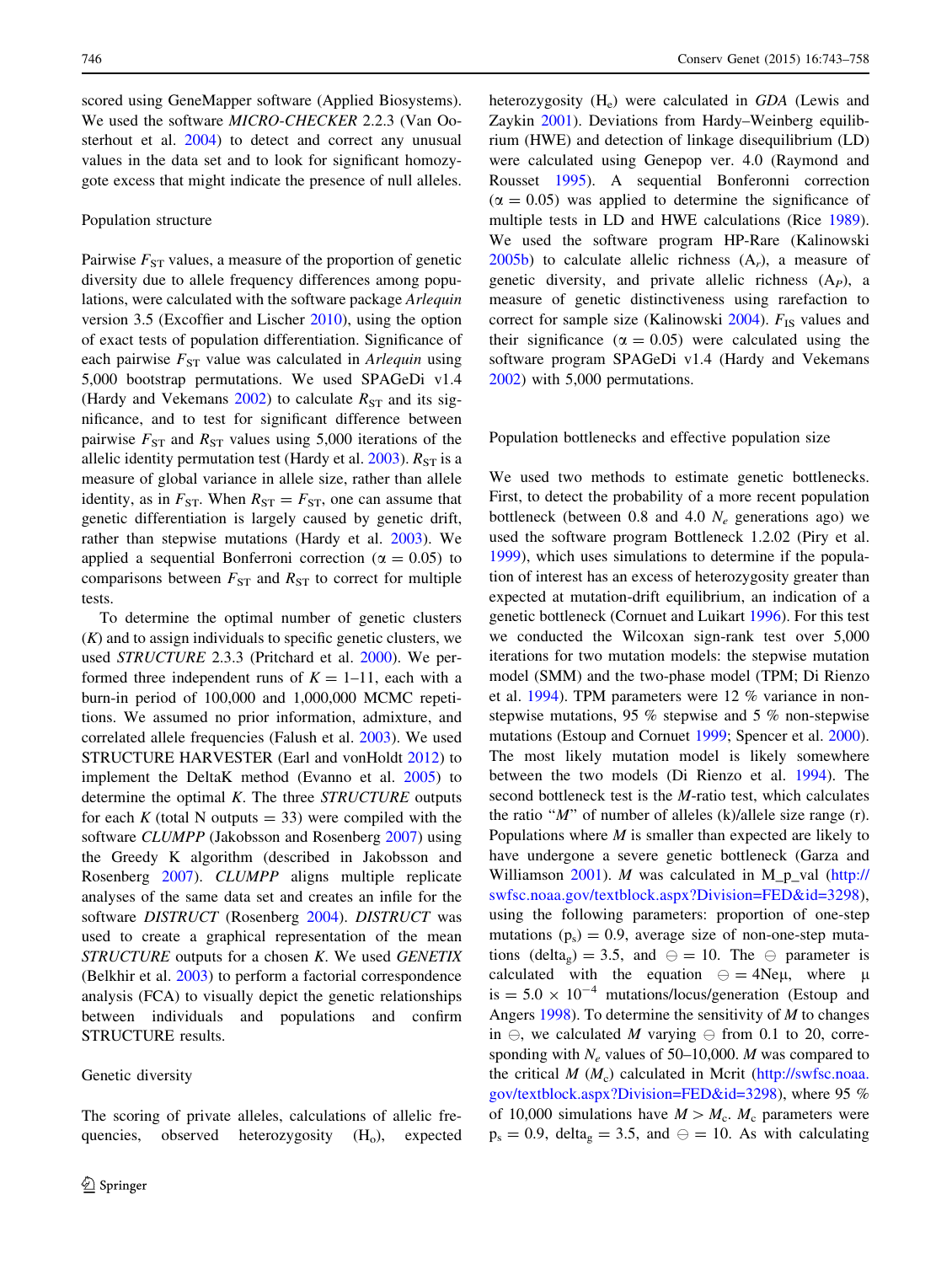scored using GeneMapper software (Applied Biosystems). We used the software *MICRO-CHECKER* 2.2.3 (Van Oosterhout et al. 2004) to detect and correct any unusual values in the data set and to look for significant homozygote excess that might indicate the presence of null alleles.

### Population structure

Pairwise $F_{ST}$ values, a measure of the proportion of genetic diversity due to allele frequency differences among populations, were calculated with the software package *Arlequin* version 3.5 (Excoffier and Lischer 2010), using the option of exact tests of population differentiation. Significance of each pairwise $F_{ST}$ value was calculated in *Arlequin* using 5,000 bootstrap permutations. We used SPAGeDi v1.4 (Hardy and Vekemans 2002) to calculate $R_{ST}$ and its significance, and to test for significant difference between pairwise $F_{ST}$ and $R_{ST}$ values using 5,000 iterations of the allelic identity permutation test (Hardy et al. 2003). $R_{ST}$ is a measure of global variance in allele size, rather than allele identity, as in $F_{ST}$. When $R_{ST} = F_{ST}$, one can assume that genetic differentiation is largely caused by genetic drift, rather than stepwise mutations (Hardy et al. 2003). We applied a sequential Bonferroni correction ($\alpha = 0.05$) to comparisons between $F_{ST}$ and $R_{ST}$ to correct for multiple tests.

To determine the optimal number of genetic clusters ($K$) and to assign individuals to specific genetic clusters, we used *STRUCTURE* 2.3.3 (Pritchard et al. 2000). We performed three independent runs of $K = 1$–11, each with a burn-in period of 100,000 and 1,000,000 MCMC repetitions. We assumed no prior information, admixture, and correlated allele frequencies (Falush et al. 2003). We used STRUCTURE HARVESTER (Earl and vonHoldt 2012) to implement the DeltaK method (Evanno et al. 2005) to determine the optimal $K$. The three *STRUCTURE* outputs for each $K$ (total N outputs = 33) were compiled with the software *CLUMPP* (Jakobsson and Rosenberg 2007) using the Greedy K algorithm (described in Jakobsson and Rosenberg 2007). *CLUMPP* aligns multiple replicate analyses of the same data set and creates an infile for the software *DISTRUCT* (Rosenberg 2004). *DISTRUCT* was used to create a graphical representation of the mean *STRUCTURE* outputs for a chosen $K$. We used *GENETIX* (Belkhir et al. 2003) to perform a factorial correspondence analysis (FCA) to visually depict the genetic relationships between individuals and populations and confirm STRUCTURE results.

### Genetic diversity

The scoring of private alleles, calculations of allelic frequencies, observed heterozygosity ($H_o$), expected heterozygosity ($H_e$) were calculated in *GDA* (Lewis and Zaykin 2001). Deviations from Hardy–Weinberg equilibrium (HWE) and detection of linkage disequilibrium (LD) were calculated using Genepop ver. 4.0 (Raymond and Rousset 1995). A sequential Bonferroni correction ($\alpha = 0.05$) was applied to determine the significance of multiple tests in LD and HWE calculations (Rice 1989). We used the software program HP-Rare (Kalinowski 2005b) to calculate allelic richness ($A_r$), a measure of genetic diversity, and private allelic richness ($A_P$), a measure of genetic distinctiveness using rarefaction to correct for sample size (Kalinowski 2004). $F_{IS}$ values and their significance ($\alpha = 0.05$) were calculated using the software program SPAGeDi v1.4 (Hardy and Vekemans 2002) with 5,000 permutations.

### Population bottlenecks and effective population size

We used two methods to estimate genetic bottlenecks. First, to detect the probability of a more recent population bottleneck (between 0.8 and 4.0 $N_e$ generations ago) we used the software program Bottleneck 1.2.02 (Piry et al. 1999), which uses simulations to determine if the population of interest has an excess of heterozygosity greater than expected at mutation-drift equilibrium, an indication of a genetic bottleneck (Cornuet and Luikart 1996). For this test we conducted the Wilcoxan sign-rank test over 5,000 iterations for two mutation models: the stepwise mutation model (SMM) and the two-phase model (TPM; Di Rienzo et al. 1994). TPM parameters were 12 % variance in non-stepwise mutations, 95 % stepwise and 5 % non-stepwise mutations (Estoup and Cornuet 1999; Spencer et al. 2000). The most likely mutation model is likely somewhere between the two models (Di Rienzo et al. 1994). The second bottleneck test is the *M*-ratio test, which calculates the ratio "*M*" of number of alleles (k)/allele size range (r). Populations where *M* is smaller than expected are likely to have undergone a severe genetic bottleneck (Garza and Williamson 2001). *M* was calculated in M_p_val (http://swfsc.noaa.gov/textblock.aspx?Division=FED&id=3298), using the following parameters: proportion of one-step mutations ($p_s$) = 0.9, average size of non-one-step mutations ($\text{delta}_g$) = 3.5, and $\ominus = 10$. The $\ominus$ parameter is calculated with the equation $\ominus = 4N_e\mu$, where $\mu$ is $= 5.0 \times 10^{-4}$ mutations/locus/generation (Estoup and Angers 1998). To determine the sensitivity of *M* to changes in $\ominus$, we calculated *M* varying $\ominus$ from 0.1 to 20, corresponding with $N_e$ values of 50–10,000. *M* was compared to the critical *M* ($M_c$) calculated in Mcrit (http://swfsc.noaa.gov/textblock.aspx?Division=FED&id=3298), where 95 % of 10,000 simulations have $M > M_c$. $M_c$ parameters were $p_s = 0.9$, $\text{delta}_g = 3.5$, and $\ominus = 10$. As with calculating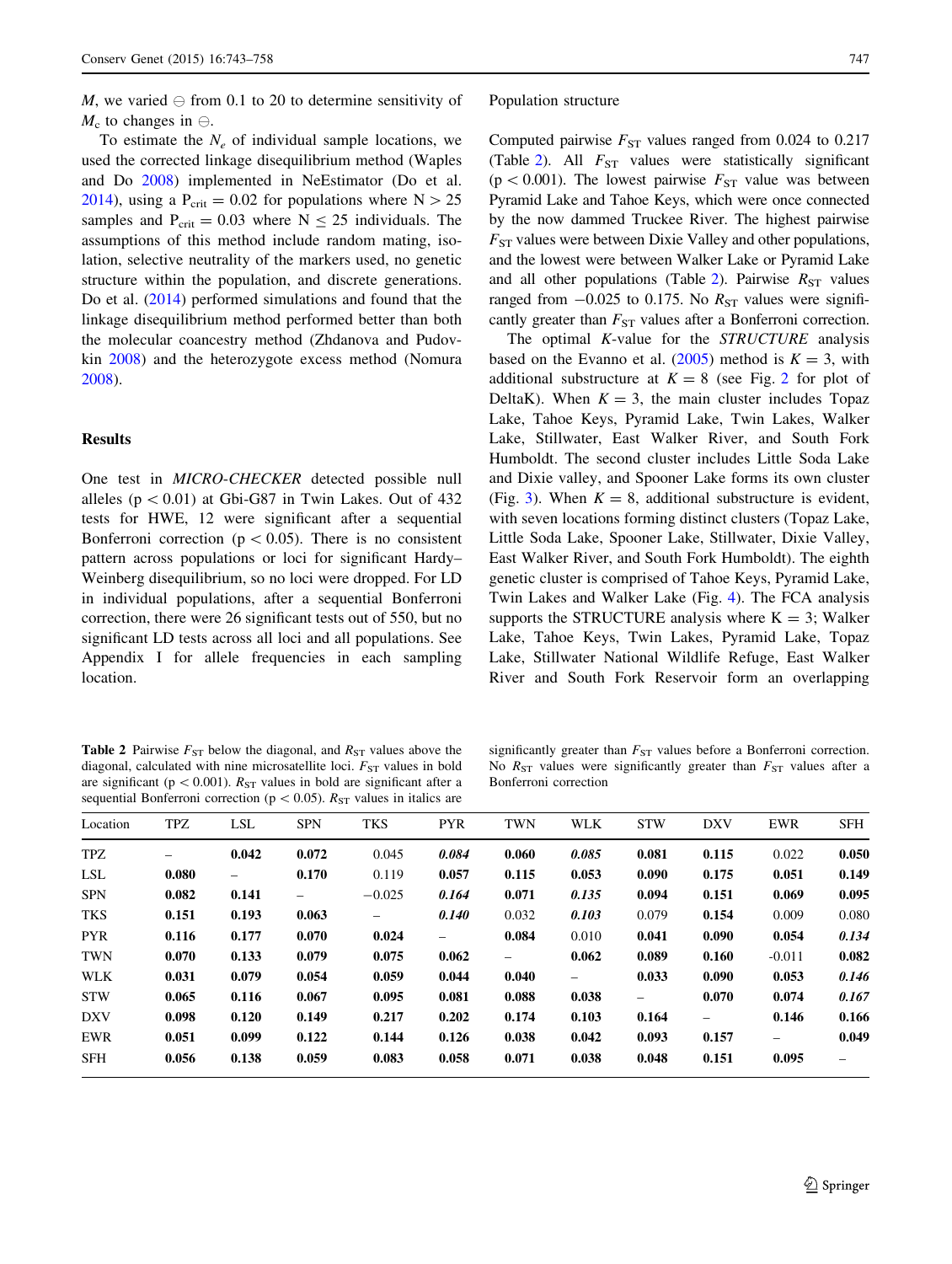$M$, we varied $\ominus$ from 0.1 to 20 to determine sensitivity of $M_c$ to changes in $\ominus$.

To estimate the $N_e$ of individual sample locations, we used the corrected linkage disequilibrium method (Waples and Do 2008) implemented in NeEstimator (Do et al. 2014), using a $P_{crit} = 0.02$ for populations where $N > 25$ samples and $P_{crit} = 0.03$ where $N \leq 25$ individuals. The assumptions of this method include random mating, isolation, selective neutrality of the markers used, no genetic structure within the population, and discrete generations. Do et al. (2014) performed simulations and found that the linkage disequilibrium method performed better than both the molecular coancestry method (Zhdanova and Pudovkin 2008) and the heterozygote excess method (Nomura 2008).

## Results

One test in *MICRO-CHECKER* detected possible null alleles ($p < 0.01$) at Gbi-G87 in Twin Lakes. Out of 432 tests for HWE, 12 were significant after a sequential Bonferroni correction ($p < 0.05$). There is no consistent pattern across populations or loci for significant Hardy–Weinberg disequilibrium, so no loci were dropped. For LD in individual populations, after a sequential Bonferroni correction, there were 26 significant tests out of 550, but no significant LD tests across all loci and all populations. See Appendix I for allele frequencies in each sampling location.

### Population structure

Computed pairwise $F_{ST}$ values ranged from 0.024 to 0.217 (Table 2). All $F_{ST}$ values were statistically significant ($p < 0.001$). The lowest pairwise $F_{ST}$ value was between Pyramid Lake and Tahoe Keys, which were once connected by the now dammed Truckee River. The highest pairwise $F_{ST}$ values were between Dixie Valley and other populations, and the lowest were between Walker Lake or Pyramid Lake and all other populations (Table 2). Pairwise $R_{ST}$ values ranged from −0.025 to 0.175. No $R_{ST}$ values were significantly greater than $F_{ST}$ values after a Bonferroni correction.

The optimal *K*-value for the *STRUCTURE* analysis based on the Evanno et al. (2005) method is $K = 3$, with additional substructure at $K = 8$ (see Fig. 2 for plot of DeltaK). When $K = 3$, the main cluster includes Topaz Lake, Tahoe Keys, Pyramid Lake, Twin Lakes, Walker Lake, Stillwater, East Walker River, and South Fork Humboldt. The second cluster includes Little Soda Lake and Dixie valley, and Spooner Lake forms its own cluster (Fig. 3). When $K = 8$, additional substructure is evident, with seven locations forming distinct clusters (Topaz Lake, Little Soda Lake, Spooner Lake, Stillwater, Dixie Valley, East Walker River, and South Fork Humboldt). The eighth genetic cluster is comprised of Tahoe Keys, Pyramid Lake, Twin Lakes and Walker Lake (Fig. 4). The FCA analysis supports the STRUCTURE analysis where $K = 3$; Walker Lake, Tahoe Keys, Twin Lakes, Pyramid Lake, Topaz Lake, Stillwater National Wildlife Refuge, East Walker River and South Fork Reservoir form an overlapping

**Table 2** Pairwise $F_{ST}$ below the diagonal, and $R_{ST}$ values above the diagonal, calculated with nine microsatellite loci. $F_{ST}$ values in bold are significant ($p < 0.001$). $R_{ST}$ values in bold are significant after a sequential Bonferroni correction ($p < 0.05$). $R_{ST}$ values in italics are significantly greater than $F_{ST}$ values before a Bonferroni correction. No $R_{ST}$ values were significantly greater than $F_{ST}$ values after a Bonferroni correction

| Location | TPZ | LSL | SPN | TKS | PYR | TWN | WLK | STW | DXV | EWR | SFH |
|---|---|---|---|---|---|---|---|---|---|---|---|
| TPZ | – | **0.042** | **0.072** | 0.045 | ***0.084*** | **0.060** | ***0.085*** | **0.081** | **0.115** | 0.022 | **0.050** |
| LSL | **0.080** | – | **0.170** | 0.119 | **0.057** | **0.115** | **0.053** | **0.090** | **0.175** | **0.051** | **0.149** |
| SPN | **0.082** | **0.141** | – | −0.025 | ***0.164*** | **0.071** | ***0.135*** | **0.094** | **0.151** | **0.069** | **0.095** |
| TKS | **0.151** | **0.193** | **0.063** | – | ***0.140*** | 0.032 | ***0.103*** | 0.079 | **0.154** | 0.009 | 0.080 |
| PYR | **0.116** | **0.177** | **0.070** | **0.024** | – | **0.084** | 0.010 | **0.041** | **0.090** | **0.054** | ***0.134*** |
| TWN | **0.070** | **0.133** | **0.079** | **0.075** | **0.062** | – | **0.062** | **0.089** | **0.160** | -0.011 | **0.082** |
| WLK | **0.031** | **0.079** | **0.054** | **0.059** | **0.044** | **0.040** | – | **0.033** | **0.090** | **0.053** | ***0.146*** |
| STW | **0.065** | **0.116** | **0.067** | **0.095** | **0.081** | **0.088** | **0.038** | – | **0.070** | **0.074** | ***0.167*** |
| DXV | **0.098** | **0.120** | **0.149** | **0.217** | **0.202** | **0.174** | **0.103** | **0.164** | – | **0.146** | **0.166** |
| EWR | **0.051** | **0.099** | **0.122** | **0.144** | **0.126** | **0.038** | **0.042** | **0.093** | **0.157** | – | **0.049** |
| SFH | **0.056** | **0.138** | **0.059** | **0.083** | **0.058** | **0.071** | **0.038** | **0.048** | **0.151** | **0.095** | – |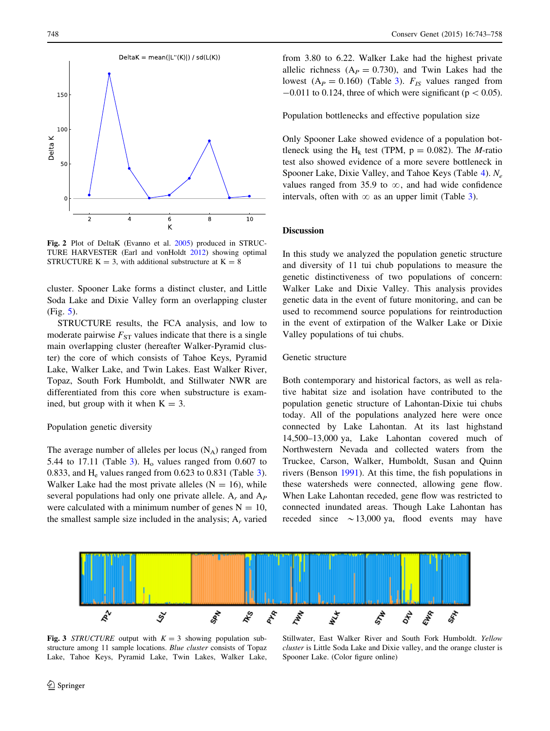Fig. 2 Plot of DeltaK (Evanno et al. 2005) produced in STRUCTURE HARVESTER (Earl and vonHoldt 2012) showing optimal STRUCTURE K = 3, with additional substructure at K = 8

cluster. Spooner Lake forms a distinct cluster, and Little Soda Lake and Dixie Valley form an overlapping cluster (Fig. 5).

STRUCTURE results, the FCA analysis, and low to moderate pairwise $F_{ST}$ values indicate that there is a single main overlapping cluster (hereafter Walker-Pyramid cluster) the core of which consists of Tahoe Keys, Pyramid Lake, Walker Lake, and Twin Lakes. East Walker River, Topaz, South Fork Humboldt, and Stillwater NWR are differentiated from this core when substructure is examined, but group with it when K = 3.

### Population genetic diversity

The average number of alleles per locus ($N_A$) ranged from 5.44 to 17.11 (Table 3). $H_o$ values ranged from 0.607 to 0.833, and $H_e$ values ranged from 0.623 to 0.831 (Table 3). Walker Lake had the most private alleles (N = 16), while several populations had only one private allele. $A_r$ and $A_P$ were calculated with a minimum number of genes N = 10, the smallest sample size included in the analysis; $A_r$ varied from 3.80 to 6.22. Walker Lake had the highest private allelic richness ($A_P$ = 0.730), and Twin Lakes had the lowest ($A_P$ = 0.160) (Table 3). $F_{IS}$ values ranged from −0.011 to 0.124, three of which were significant ($p < 0.05$).

### Population bottlenecks and effective population size

Only Spooner Lake showed evidence of a population bottleneck using the $H_k$ test (TPM, p = 0.082). The *M*-ratio test also showed evidence of a more severe bottleneck in Spooner Lake, Dixie Valley, and Tahoe Keys (Table 4). $N_e$ values ranged from 35.9 to ∞, and had wide confidence intervals, often with ∞ as an upper limit (Table 3).

## Discussion

In this study we analyzed the population genetic structure and diversity of 11 tui chub populations to measure the genetic distinctiveness of two populations of concern: Walker Lake and Dixie Valley. This analysis provides genetic data in the event of future monitoring, and can be used to recommend source populations for reintroduction in the event of extirpation of the Walker Lake or Dixie Valley populations of tui chubs.

### Genetic structure

Both contemporary and historical factors, as well as relative habitat size and isolation have contributed to the population genetic structure of Lahontan-Dixie tui chubs today. All of the populations analyzed here were once connected by Lake Lahontan. At its last highstand 14,500–13,000 ya, Lake Lahontan covered much of Northwestern Nevada and collected waters from the Truckee, Carson, Walker, Humboldt, Susan and Quinn rivers (Benson 1991). At this time, the fish populations in these watersheds were connected, allowing gene flow. When Lake Lahontan receded, gene flow was restricted to connected inundated areas. Though Lake Lahontan has receded since ~13,000 ya, flood events may have

Fig. 3 *STRUCTURE* output with *K* = 3 showing population substructure among 11 sample locations. *Blue cluster* consists of Topaz Lake, Tahoe Keys, Pyramid Lake, Twin Lakes, Walker Lake, Stillwater, East Walker River and South Fork Humboldt. *Yellow cluster* is Little Soda Lake and Dixie valley, and the orange cluster is Spooner Lake. (Color figure online)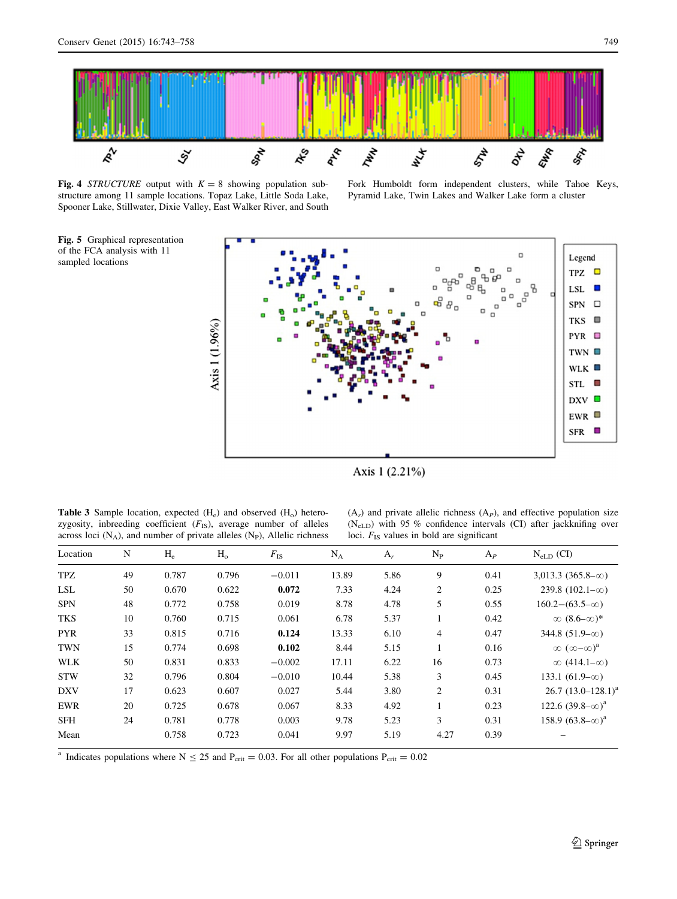**Fig. 4** *STRUCTURE* output with $K = 8$ showing population substructure among 11 sample locations. Topaz Lake, Little Soda Lake, Spooner Lake, Stillwater, Dixie Valley, East Walker River, and South Fork Humboldt form independent clusters, while Tahoe Keys, Pyramid Lake, Twin Lakes and Walker Lake form a cluster

**Fig. 5** Graphical representation of the FCA analysis with 11 sampled locations

**Table 3** Sample location, expected ($H_e$) and observed ($H_o$) heterozygosity, inbreeding coefficient ($F_{IS}$), average number of alleles across loci ($N_A$), and number of private alleles ($N_P$), Allelic richness ($A_r$) and private allelic richness ($A_P$), and effective population size ($N_{eLD}$) with 95 % confidence intervals (CI) after jackknifing over loci. $F_{IS}$ values in bold are significant

| Location | N | $H_e$ | $H_o$ | $F_{IS}$ | $N_A$ | $A_r$ | $N_P$ | $A_P$ | $N_{eLD}$ (CI) |
|---|---|---|---|---|---|---|---|---|---|
| TPZ | 49 | 0.787 | 0.796 | −0.011 | 13.89 | 5.86 | 9 | 0.41 | 3,013.3 (365.8–∞) |
| LSL | 50 | 0.670 | 0.622 | **0.072** | 7.33 | 4.24 | 2 | 0.25 | 239.8 (102.1–∞) |
| SPN | 48 | 0.772 | 0.758 | 0.019 | 8.78 | 4.78 | 5 | 0.55 | 160.2−(63.5–∞) |
| TKS | 10 | 0.760 | 0.715 | 0.061 | 6.78 | 5.37 | 1 | 0.42 | ∞ (8.6–∞)* |
| PYR | 33 | 0.815 | 0.716 | **0.124** | 13.33 | 6.10 | 4 | 0.47 | 344.8 (51.9–∞) |
| TWN | 15 | 0.774 | 0.698 | **0.102** | 8.44 | 5.15 | 1 | 0.16 | ∞ (∞–∞)[a] |
| WLK | 50 | 0.831 | 0.833 | −0.002 | 17.11 | 6.22 | 16 | 0.73 | ∞ (414.1–∞) |
| STW | 32 | 0.796 | 0.804 | −0.010 | 10.44 | 5.38 | 3 | 0.45 | 133.1 (61.9–∞) |
| DXV | 17 | 0.623 | 0.607 | 0.027 | 5.44 | 3.80 | 2 | 0.31 | 26.7 (13.0–128.1)[a] |
| EWR | 20 | 0.725 | 0.678 | 0.067 | 8.33 | 4.92 | 1 | 0.23 | 122.6 (39.8–∞)[a] |
| SFH | 24 | 0.781 | 0.778 | 0.003 | 9.78 | 5.23 | 3 | 0.31 | 158.9 (63.8–∞)[a] |
| Mean | | 0.758 | 0.723 | 0.041 | 9.97 | 5.19 | 4.27 | 0.39 | – |

[a] Indicates populations where $N \leq 25$ and $P_{crit} = 0.03$. For all other populations $P_{crit} = 0.02$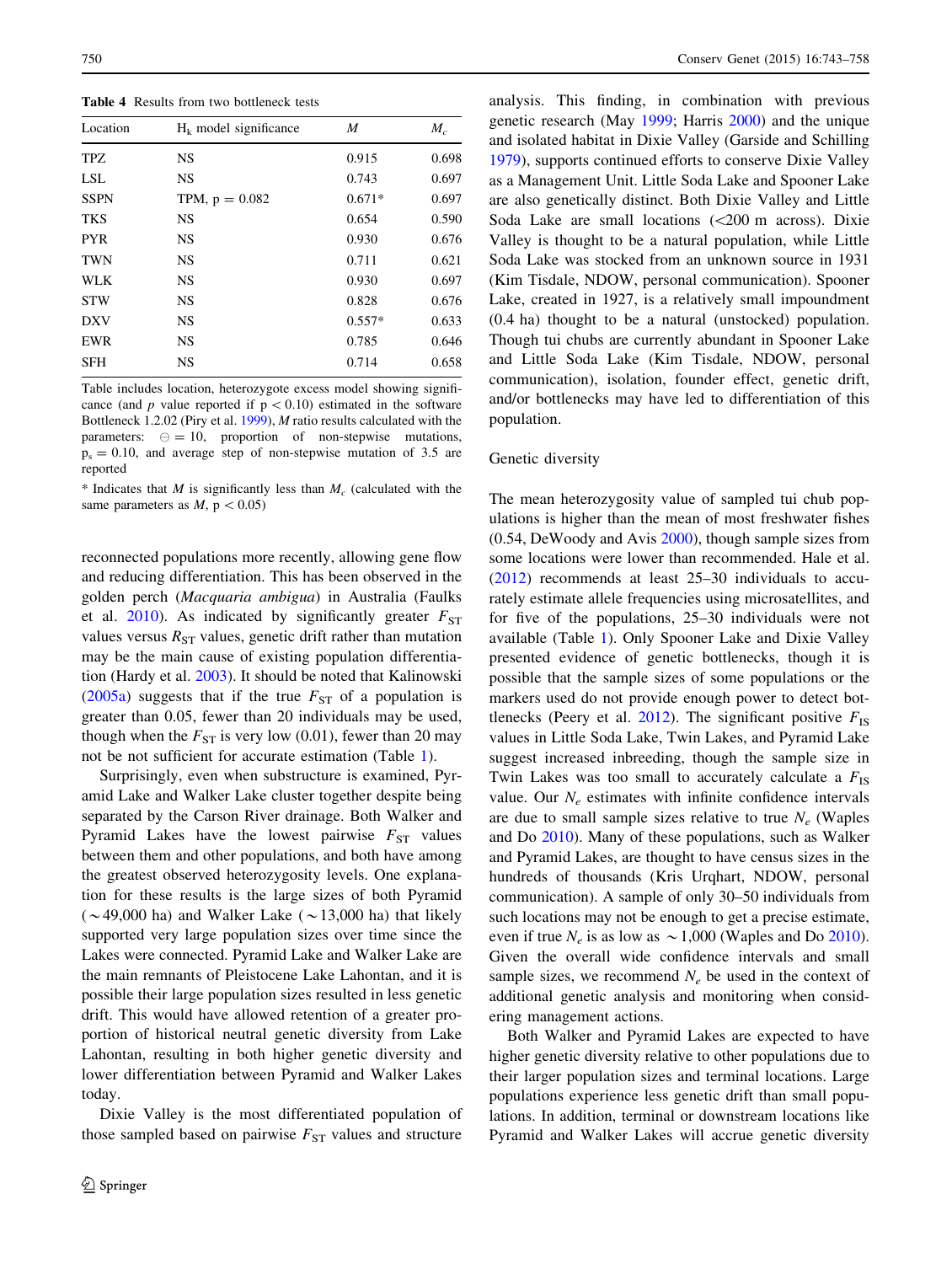**Table 4** Results from two bottleneck tests

| Location | $H_k$ model significance | $M$ | $M_c$ |
|---|---|---|---|
| TPZ | NS | 0.915 | 0.698 |
| LSL | NS | 0.743 | 0.697 |
| SSPN | TPM, p = 0.082 | 0.671* | 0.697 |
| TKS | NS | 0.654 | 0.590 |
| PYR | NS | 0.930 | 0.676 |
| TWN | NS | 0.711 | 0.621 |
| WLK | NS | 0.930 | 0.697 |
| STW | NS | 0.828 | 0.676 |
| DXV | NS | 0.557* | 0.633 |
| EWR | NS | 0.785 | 0.646 |
| SFH | NS | 0.714 | 0.658 |

Table includes location, heterozygote excess model showing significance (and $p$ value reported if $p < 0.10$) estimated in the software Bottleneck 1.2.02 (Piry et al. 1999), $M$ ratio results calculated with the parameters: $\theta = 10$, proportion of non-stepwise mutations, $p_s = 0.10$, and average step of non-stepwise mutation of 3.5 are reported

* Indicates that $M$ is significantly less than $M_c$ (calculated with the same parameters as $M$, $p < 0.05$)

reconnected populations more recently, allowing gene flow and reducing differentiation. This has been observed in the golden perch (*Macquaria ambigua*) in Australia (Faulks et al. 2010). As indicated by significantly greater $F_{ST}$ values versus $R_{ST}$ values, genetic drift rather than mutation may be the main cause of existing population differentiation (Hardy et al. 2003). It should be noted that Kalinowski (2005a) suggests that if the true $F_{ST}$ of a population is greater than 0.05, fewer than 20 individuals may be used, though when the $F_{ST}$ is very low (0.01), fewer than 20 may not be not sufficient for accurate estimation (Table 1).

Surprisingly, even when substructure is examined, Pyramid Lake and Walker Lake cluster together despite being separated by the Carson River drainage. Both Walker and Pyramid Lakes have the lowest pairwise $F_{ST}$ values between them and other populations, and both have among the greatest observed heterozygosity levels. One explanation for these results is the large sizes of both Pyramid (~49,000 ha) and Walker Lake (~13,000 ha) that likely supported very large population sizes over time since the Lakes were connected. Pyramid Lake and Walker Lake are the main remnants of Pleistocene Lake Lahontan, and it is possible their large population sizes resulted in less genetic drift. This would have allowed retention of a greater proportion of historical neutral genetic diversity from Lake Lahontan, resulting in both higher genetic diversity and lower differentiation between Pyramid and Walker Lakes today.

Dixie Valley is the most differentiated population of those sampled based on pairwise $F_{ST}$ values and structure analysis. This finding, in combination with previous genetic research (May 1999; Harris 2000) and the unique and isolated habitat in Dixie Valley (Garside and Schilling 1979), supports continued efforts to conserve Dixie Valley as a Management Unit. Little Soda Lake and Spooner Lake are also genetically distinct. Both Dixie Valley and Little Soda Lake are small locations (<200 m across). Dixie Valley is thought to be a natural population, while Little Soda Lake was stocked from an unknown source in 1931 (Kim Tisdale, NDOW, personal communication). Spooner Lake, created in 1927, is a relatively small impoundment (0.4 ha) thought to be a natural (unstocked) population. Though tui chubs are currently abundant in Spooner Lake and Little Soda Lake (Kim Tisdale, NDOW, personal communication), isolation, founder effect, genetic drift, and/or bottlenecks may have led to differentiation of this population.

### Genetic diversity

The mean heterozygosity value of sampled tui chub populations is higher than the mean of most freshwater fishes (0.54, DeWoody and Avis 2000), though sample sizes from some locations were lower than recommended. Hale et al. (2012) recommends at least 25–30 individuals to accurately estimate allele frequencies using microsatellites, and for five of the populations, 25–30 individuals were not available (Table 1). Only Spooner Lake and Dixie Valley presented evidence of genetic bottlenecks, though it is possible that the sample sizes of some populations or the markers used do not provide enough power to detect bottlenecks (Peery et al. 2012). The significant positive $F_{IS}$ values in Little Soda Lake, Twin Lakes, and Pyramid Lake suggest increased inbreeding, though the sample size in Twin Lakes was too small to accurately calculate a $F_{IS}$ value. Our $N_e$ estimates with infinite confidence intervals are due to small sample sizes relative to true $N_e$ (Waples and Do 2010). Many of these populations, such as Walker and Pyramid Lakes, are thought to have census sizes in the hundreds of thousands (Kris Urqhart, NDOW, personal communication). A sample of only 30–50 individuals from such locations may not be enough to get a precise estimate, even if true $N_e$ is as low as ~1,000 (Waples and Do 2010). Given the overall wide confidence intervals and small sample sizes, we recommend $N_e$ be used in the context of additional genetic analysis and monitoring when considering management actions.

Both Walker and Pyramid Lakes are expected to have higher genetic diversity relative to other populations due to their larger population sizes and terminal locations. Large populations experience less genetic drift than small populations. In addition, terminal or downstream locations like Pyramid and Walker Lakes will accrue genetic diversity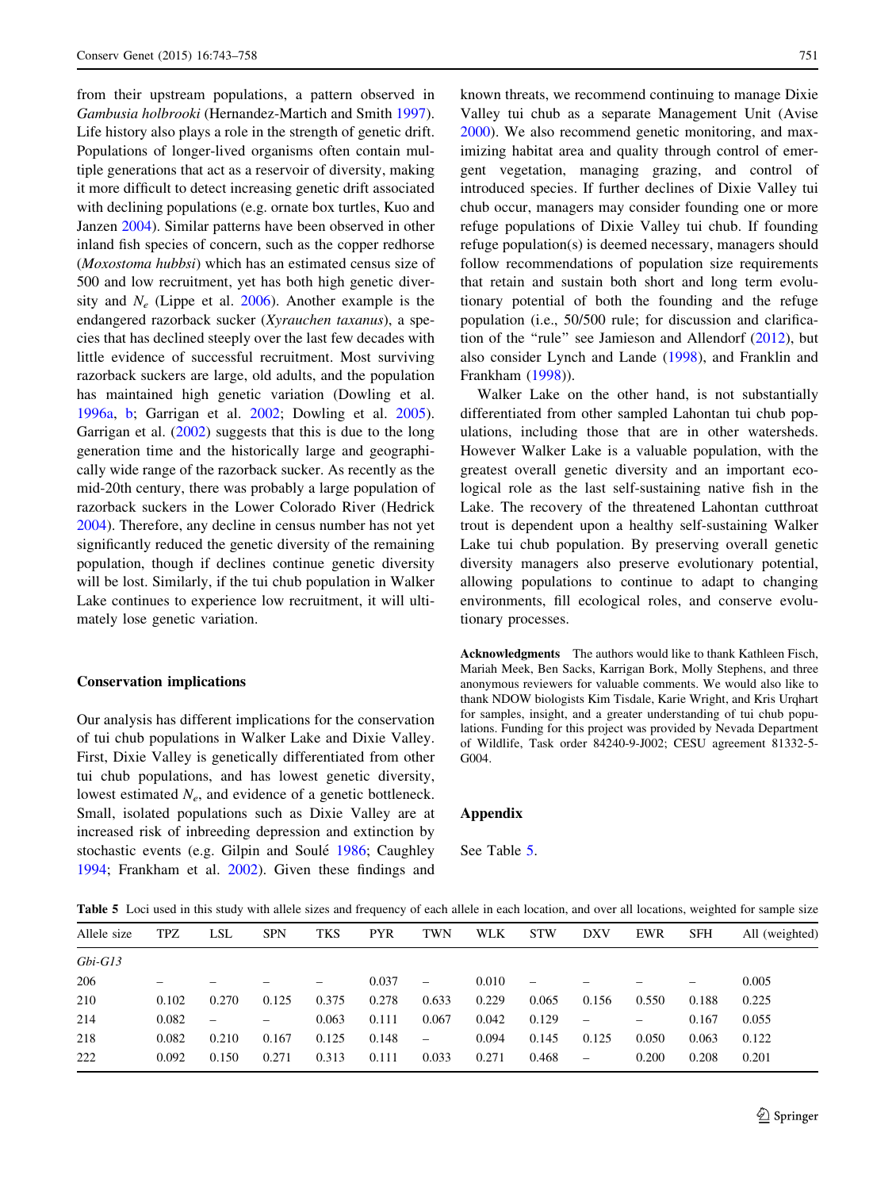from their upstream populations, a pattern observed in *Gambusia holbrooki* (Hernandez-Martich and Smith 1997). Life history also plays a role in the strength of genetic drift. Populations of longer-lived organisms often contain multiple generations that act as a reservoir of diversity, making it more difficult to detect increasing genetic drift associated with declining populations (e.g. ornate box turtles, Kuo and Janzen 2004). Similar patterns have been observed in other inland fish species of concern, such as the copper redhorse (*Moxostoma hubbsi*) which has an estimated census size of 500 and low recruitment, yet has both high genetic diversity and $N_e$ (Lippe et al. 2006). Another example is the endangered razorback sucker (*Xyrauchen taxanus*), a species that has declined steeply over the last few decades with little evidence of successful recruitment. Most surviving razorback suckers are large, old adults, and the population has maintained high genetic variation (Dowling et al. 1996a, b; Garrigan et al. 2002; Dowling et al. 2005). Garrigan et al. (2002) suggests that this is due to the long generation time and the historically large and geographically wide range of the razorback sucker. As recently as the mid-20th century, there was probably a large population of razorback suckers in the Lower Colorado River (Hedrick 2004). Therefore, any decline in census number has not yet significantly reduced the genetic diversity of the remaining population, though if declines continue genetic diversity will be lost. Similarly, if the tui chub population in Walker Lake continues to experience low recruitment, it will ultimately lose genetic variation.

## Conservation implications

Our analysis has different implications for the conservation of tui chub populations in Walker Lake and Dixie Valley. First, Dixie Valley is genetically differentiated from other tui chub populations, and has lowest genetic diversity, lowest estimated $N_e$, and evidence of a genetic bottleneck. Small, isolated populations such as Dixie Valley are at increased risk of inbreeding depression and extinction by stochastic events (e.g. Gilpin and Soulé 1986; Caughley 1994; Frankham et al. 2002). Given these findings and known threats, we recommend continuing to manage Dixie Valley tui chub as a separate Management Unit (Avise 2000). We also recommend genetic monitoring, and maximizing habitat area and quality through control of emergent vegetation, managing grazing, and control of introduced species. If further declines of Dixie Valley tui chub occur, managers may consider founding one or more refuge populations of Dixie Valley tui chub. If founding refuge population(s) is deemed necessary, managers should follow recommendations of population size requirements that retain and sustain both short and long term evolutionary potential of both the founding and the refuge population (i.e., 50/500 rule; for discussion and clarification of the "rule" see Jamieson and Allendorf (2012), but also consider Lynch and Lande (1998), and Franklin and Frankham (1998)).

Walker Lake on the other hand, is not substantially differentiated from other sampled Lahontan tui chub populations, including those that are in other watersheds. However Walker Lake is a valuable population, with the greatest overall genetic diversity and an important ecological role as the last self-sustaining native fish in the Lake. The recovery of the threatened Lahontan cutthroat trout is dependent upon a healthy self-sustaining Walker Lake tui chub population. By preserving overall genetic diversity managers also preserve evolutionary potential, allowing populations to continue to adapt to changing environments, fill ecological roles, and conserve evolutionary processes.

**Acknowledgments** The authors would like to thank Kathleen Fisch, Mariah Meek, Ben Sacks, Karrigan Bork, Molly Stephens, and three anonymous reviewers for valuable comments. We would also like to thank NDOW biologists Kim Tisdale, Karie Wright, and Kris Urqhart for samples, insight, and a greater understanding of tui chub populations. Funding for this project was provided by Nevada Department of Wildlife, Task order 84240-9-J002; CESU agreement 81332-5-G004.

## Appendix

See Table 5.

**Table 5** Loci used in this study with allele sizes and frequency of each allele in each location, and over all locations, weighted for sample size

| Allele size | TPZ | LSL | SPN | TKS | PYR | TWN | WLK | STW | DXV | EWR | SFH | All (weighted) |
|---|---|---|---|---|---|---|---|---|---|---|---|---|
| *Gbi-G13* | | | | | | | | | | | | |
| 206 | – | – | – | – | 0.037 | – | 0.010 | – | – | – | – | 0.005 |
| 210 | 0.102 | 0.270 | 0.125 | 0.375 | 0.278 | 0.633 | 0.229 | 0.065 | 0.156 | 0.550 | 0.188 | 0.225 |
| 214 | 0.082 | – | – | 0.063 | 0.111 | 0.067 | 0.042 | 0.129 | – | – | 0.167 | 0.055 |
| 218 | 0.082 | 0.210 | 0.167 | 0.125 | 0.148 | – | 0.094 | 0.145 | 0.125 | 0.050 | 0.063 | 0.122 |
| 222 | 0.092 | 0.150 | 0.271 | 0.313 | 0.111 | 0.033 | 0.271 | 0.468 | – | 0.200 | 0.208 | 0.201 |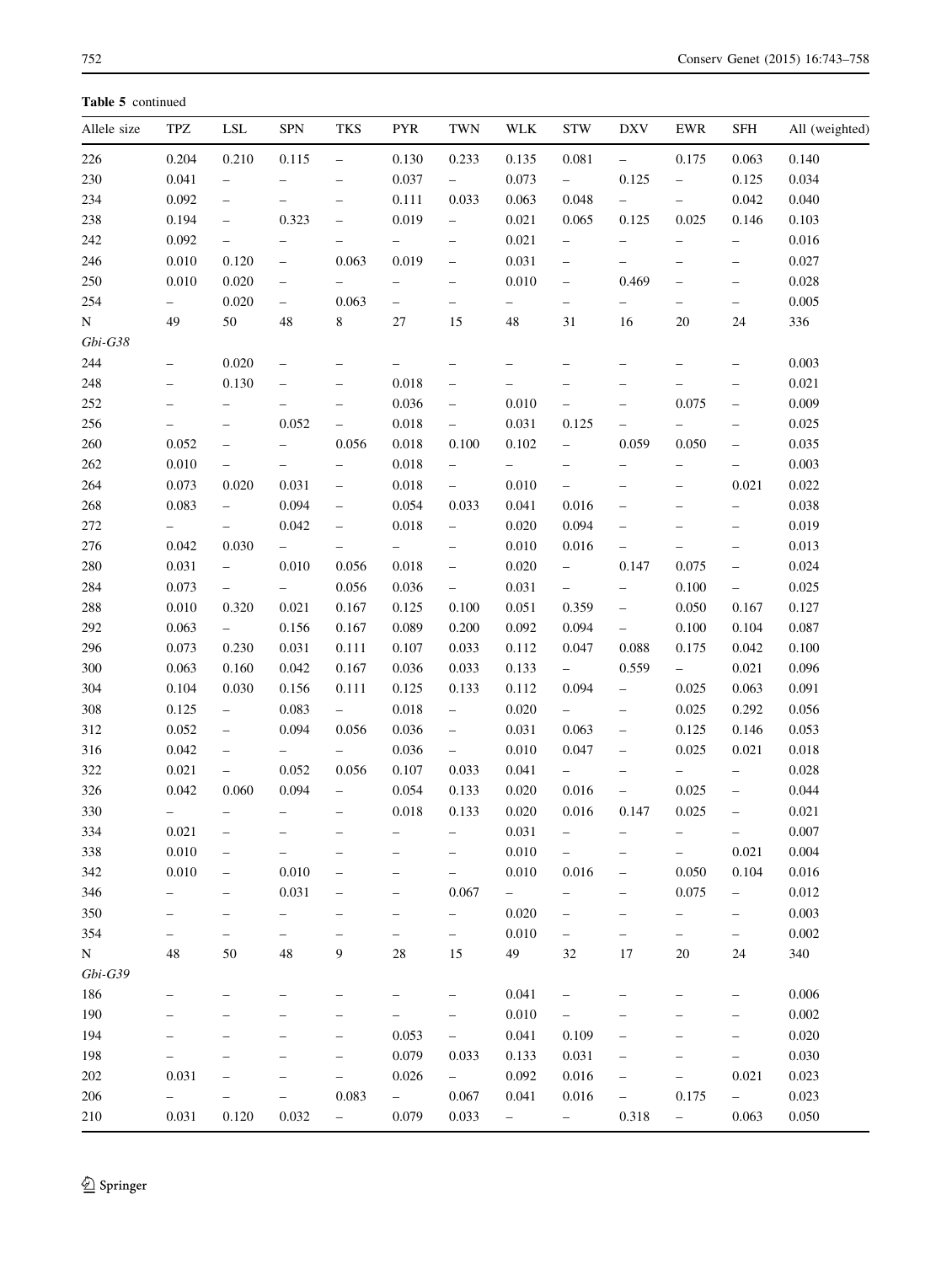**Table 5** continued

| Allele size | TPZ | LSL | SPN | TKS | PYR | TWN | WLK | STW | DXV | EWR | SFH | All (weighted) |
|---|---|---|---|---|---|---|---|---|---|---|---|---|
| 226 | 0.204 | 0.210 | 0.115 | – | 0.130 | 0.233 | 0.135 | 0.081 | – | 0.175 | 0.063 | 0.140 |
| 230 | 0.041 | – | – | – | 0.037 | – | 0.073 | – | 0.125 | – | 0.125 | 0.034 |
| 234 | 0.092 | – | – | – | 0.111 | 0.033 | 0.063 | 0.048 | – | – | 0.042 | 0.040 |
| 238 | 0.194 | – | 0.323 | – | 0.019 | – | 0.021 | 0.065 | 0.125 | 0.025 | 0.146 | 0.103 |
| 242 | 0.092 | – | – | – | – | – | 0.021 | – | – | – | – | 0.016 |
| 246 | 0.010 | 0.120 | – | 0.063 | 0.019 | – | 0.031 | – | – | – | – | 0.027 |
| 250 | 0.010 | 0.020 | – | – | – | – | 0.010 | – | 0.469 | – | – | 0.028 |
| 254 | – | 0.020 | – | 0.063 | – | – | – | – | – | – | – | 0.005 |
| N | 49 | 50 | 48 | 8 | 27 | 15 | 48 | 31 | 16 | 20 | 24 | 336 |
| *Gbi-G38* | | | | | | | | | | | | |
| 244 | – | 0.020 | – | – | – | – | – | – | – | – | – | 0.003 |
| 248 | – | 0.130 | – | – | 0.018 | – | – | – | – | – | – | 0.021 |
| 252 | – | – | – | – | 0.036 | – | 0.010 | – | – | 0.075 | – | 0.009 |
| 256 | – | – | 0.052 | – | 0.018 | – | 0.031 | 0.125 | – | – | – | 0.025 |
| 260 | 0.052 | – | – | 0.056 | 0.018 | 0.100 | 0.102 | – | 0.059 | 0.050 | – | 0.035 |
| 262 | 0.010 | – | – | – | 0.018 | – | – | – | – | – | – | 0.003 |
| 264 | 0.073 | 0.020 | 0.031 | – | 0.018 | – | 0.010 | – | – | – | 0.021 | 0.022 |
| 268 | 0.083 | – | 0.094 | – | 0.054 | 0.033 | 0.041 | 0.016 | – | – | – | 0.038 |
| 272 | – | – | 0.042 | – | 0.018 | – | 0.020 | 0.094 | – | – | – | 0.019 |
| 276 | 0.042 | 0.030 | – | – | – | – | 0.010 | 0.016 | – | – | – | 0.013 |
| 280 | 0.031 | – | 0.010 | 0.056 | 0.018 | – | 0.020 | – | 0.147 | 0.075 | – | 0.024 |
| 284 | 0.073 | – | – | 0.056 | 0.036 | – | 0.031 | – | – | 0.100 | – | 0.025 |
| 288 | 0.010 | 0.320 | 0.021 | 0.167 | 0.125 | 0.100 | 0.051 | 0.359 | – | 0.050 | 0.167 | 0.127 |
| 292 | 0.063 | – | 0.156 | 0.167 | 0.089 | 0.200 | 0.092 | 0.094 | – | 0.100 | 0.104 | 0.087 |
| 296 | 0.073 | 0.230 | 0.031 | 0.111 | 0.107 | 0.033 | 0.112 | 0.047 | 0.088 | 0.175 | 0.042 | 0.100 |
| 300 | 0.063 | 0.160 | 0.042 | 0.167 | 0.036 | 0.033 | 0.133 | – | 0.559 | – | 0.021 | 0.096 |
| 304 | 0.104 | 0.030 | 0.156 | 0.111 | 0.125 | 0.133 | 0.112 | 0.094 | – | 0.025 | 0.063 | 0.091 |
| 308 | 0.125 | – | 0.083 | – | 0.018 | – | 0.020 | – | – | 0.025 | 0.292 | 0.056 |
| 312 | 0.052 | – | 0.094 | 0.056 | 0.036 | – | 0.031 | 0.063 | – | 0.125 | 0.146 | 0.053 |
| 316 | 0.042 | – | – | – | 0.036 | – | 0.010 | 0.047 | – | 0.025 | 0.021 | 0.018 |
| 322 | 0.021 | – | 0.052 | 0.056 | 0.107 | 0.033 | 0.041 | – | – | – | – | 0.028 |
| 326 | 0.042 | 0.060 | 0.094 | – | 0.054 | 0.133 | 0.020 | 0.016 | – | 0.025 | – | 0.044 |
| 330 | – | – | – | – | 0.018 | 0.133 | 0.020 | 0.016 | 0.147 | 0.025 | – | 0.021 |
| 334 | 0.021 | – | – | – | – | – | 0.031 | – | – | – | – | 0.007 |
| 338 | 0.010 | – | – | – | – | – | 0.010 | – | – | – | 0.021 | 0.004 |
| 342 | 0.010 | – | 0.010 | – | – | – | 0.010 | 0.016 | – | 0.050 | 0.104 | 0.016 |
| 346 | – | – | 0.031 | – | – | 0.067 | – | – | – | 0.075 | – | 0.012 |
| 350 | – | – | – | – | – | – | 0.020 | – | – | – | – | 0.003 |
| 354 | – | – | – | – | – | – | 0.010 | – | – | – | – | 0.002 |
| N | 48 | 50 | 48 | 9 | 28 | 15 | 49 | 32 | 17 | 20 | 24 | 340 |
| *Gbi-G39* | | | | | | | | | | | | |
| 186 | – | – | – | – | – | – | 0.041 | – | – | – | – | 0.006 |
| 190 | – | – | – | – | – | – | 0.010 | – | – | – | – | 0.002 |
| 194 | – | – | – | – | 0.053 | – | 0.041 | 0.109 | – | – | – | 0.020 |
| 198 | – | – | – | – | 0.079 | 0.033 | 0.133 | 0.031 | – | – | – | 0.030 |
| 202 | 0.031 | – | – | – | 0.026 | – | 0.092 | 0.016 | – | – | 0.021 | 0.023 |
| 206 | – | – | – | 0.083 | – | 0.067 | 0.041 | 0.016 | – | 0.175 | – | 0.023 |
| 210 | 0.031 | 0.120 | 0.032 | – | 0.079 | 0.033 | – | – | 0.318 | – | 0.063 | 0.050 |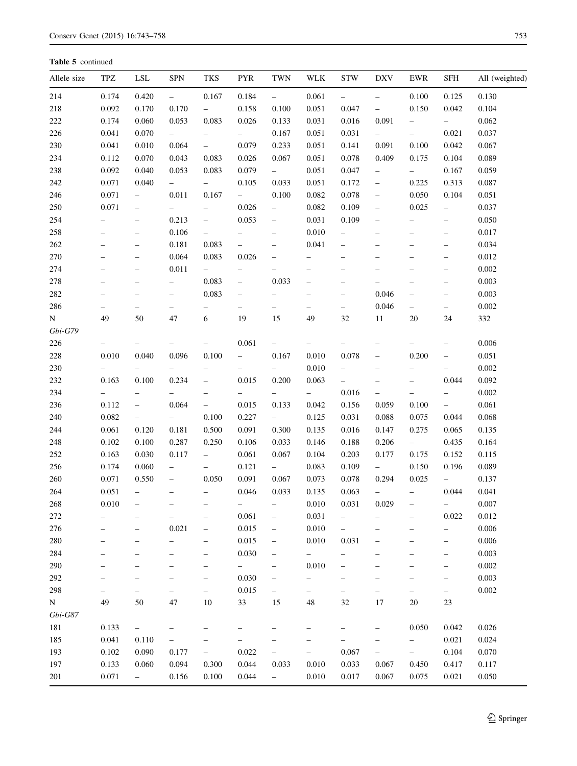**Table 5** continued

| Allele size | TPZ | LSL | SPN | TKS | PYR | TWN | WLK | STW | DXV | EWR | SFH | All (weighted) |
|---|---|---|---|---|---|---|---|---|---|---|---|---|
| 214 | 0.174 | 0.420 | – | 0.167 | 0.184 | – | 0.061 | – | – | 0.100 | 0.125 | 0.130 |
| 218 | 0.092 | 0.170 | 0.170 | – | 0.158 | 0.100 | 0.051 | 0.047 | – | 0.150 | 0.042 | 0.104 |
| 222 | 0.174 | 0.060 | 0.053 | 0.083 | 0.026 | 0.133 | 0.031 | 0.016 | 0.091 | – | – | 0.062 |
| 226 | 0.041 | 0.070 | – | – | – | 0.167 | 0.051 | 0.031 | – | – | 0.021 | 0.037 |
| 230 | 0.041 | 0.010 | 0.064 | – | 0.079 | 0.233 | 0.051 | 0.141 | 0.091 | 0.100 | 0.042 | 0.067 |
| 234 | 0.112 | 0.070 | 0.043 | 0.083 | 0.026 | 0.067 | 0.051 | 0.078 | 0.409 | 0.175 | 0.104 | 0.089 |
| 238 | 0.092 | 0.040 | 0.053 | 0.083 | 0.079 | – | 0.051 | 0.047 | – | – | 0.167 | 0.059 |
| 242 | 0.071 | 0.040 | – | – | 0.105 | 0.033 | 0.051 | 0.172 | – | 0.225 | 0.313 | 0.087 |
| 246 | 0.071 | – | 0.011 | 0.167 | – | 0.100 | 0.082 | 0.078 | – | 0.050 | 0.104 | 0.051 |
| 250 | 0.071 | – | – | – | 0.026 | – | 0.082 | 0.109 | – | 0.025 | – | 0.037 |
| 254 | – | – | 0.213 | – | 0.053 | – | 0.031 | 0.109 | – | – | – | 0.050 |
| 258 | – | – | 0.106 | – | – | – | 0.010 | – | – | – | – | 0.017 |
| 262 | – | – | 0.181 | 0.083 | – | – | 0.041 | – | – | – | – | 0.034 |
| 270 | – | – | 0.064 | 0.083 | 0.026 | – | – | – | – | – | – | 0.012 |
| 274 | – | – | 0.011 | – | – | – | – | – | – | – | – | 0.002 |
| 278 | – | – | – | 0.083 | – | 0.033 | – | – | – | – | – | 0.003 |
| 282 | – | – | – | 0.083 | – | – | – | – | 0.046 | – | – | 0.003 |
| 286 | – | – | – | – | – | – | – | – | 0.046 | – | – | 0.002 |
| N | 49 | 50 | 47 | 6 | 19 | 15 | 49 | 32 | 11 | 20 | 24 | 332 |
| *Gbi-G79* | | | | | | | | | | | | |
| 226 | – | – | – | – | 0.061 | – | – | – | – | – | – | 0.006 |
| 228 | 0.010 | 0.040 | 0.096 | 0.100 | – | 0.167 | 0.010 | 0.078 | – | 0.200 | – | 0.051 |
| 230 | – | – | – | – | – | – | 0.010 | – | – | – | – | 0.002 |
| 232 | 0.163 | 0.100 | 0.234 | – | 0.015 | 0.200 | 0.063 | – | – | – | 0.044 | 0.092 |
| 234 | – | – | – | – | – | – | – | 0.016 | – | – | – | 0.002 |
| 236 | 0.112 | – | 0.064 | – | 0.015 | 0.133 | 0.042 | 0.156 | 0.059 | 0.100 | – | 0.061 |
| 240 | 0.082 | – | – | 0.100 | 0.227 | – | 0.125 | 0.031 | 0.088 | 0.075 | 0.044 | 0.068 |
| 244 | 0.061 | 0.120 | 0.181 | 0.500 | 0.091 | 0.300 | 0.135 | 0.016 | 0.147 | 0.275 | 0.065 | 0.135 |
| 248 | 0.102 | 0.100 | 0.287 | 0.250 | 0.106 | 0.033 | 0.146 | 0.188 | 0.206 | – | 0.435 | 0.164 |
| 252 | 0.163 | 0.030 | 0.117 | – | 0.061 | 0.067 | 0.104 | 0.203 | 0.177 | 0.175 | 0.152 | 0.115 |
| 256 | 0.174 | 0.060 | – | – | 0.121 | – | 0.083 | 0.109 | – | 0.150 | 0.196 | 0.089 |
| 260 | 0.071 | 0.550 | – | 0.050 | 0.091 | 0.067 | 0.073 | 0.078 | 0.294 | 0.025 | – | 0.137 |
| 264 | 0.051 | – | – | – | 0.046 | 0.033 | 0.135 | 0.063 | – | – | 0.044 | 0.041 |
| 268 | 0.010 | – | – | – | – | – | 0.010 | 0.031 | 0.029 | – | – | 0.007 |
| 272 | – | – | – | – | 0.061 | – | 0.031 | – | – | – | 0.022 | 0.012 |
| 276 | – | – | 0.021 | – | 0.015 | – | 0.010 | – | – | – | – | 0.006 |
| 280 | – | – | – | – | 0.015 | – | 0.010 | 0.031 | – | – | – | 0.006 |
| 284 | – | – | – | – | 0.030 | – | – | – | – | – | – | 0.003 |
| 290 | – | – | – | – | – | – | 0.010 | – | – | – | – | 0.002 |
| 292 | – | – | – | – | 0.030 | – | – | – | – | – | – | 0.003 |
| 298 | – | – | – | – | 0.015 | – | – | – | – | – | – | 0.002 |
| N | 49 | 50 | 47 | 10 | 33 | 15 | 48 | 32 | 17 | 20 | 23 | |
| *Gbi-G87* | | | | | | | | | | | | |
| 181 | 0.133 | – | – | – | – | – | – | – | – | 0.050 | 0.042 | 0.026 |
| 185 | 0.041 | 0.110 | – | – | – | – | – | – | – | – | 0.021 | 0.024 |
| 193 | 0.102 | 0.090 | 0.177 | – | 0.022 | – | – | 0.067 | – | – | 0.104 | 0.070 |
| 197 | 0.133 | 0.060 | 0.094 | 0.300 | 0.044 | 0.033 | 0.010 | 0.033 | 0.067 | 0.450 | 0.417 | 0.117 |
| 201 | 0.071 | – | 0.156 | 0.100 | 0.044 | – | 0.010 | 0.017 | 0.067 | 0.075 | 0.021 | 0.050 |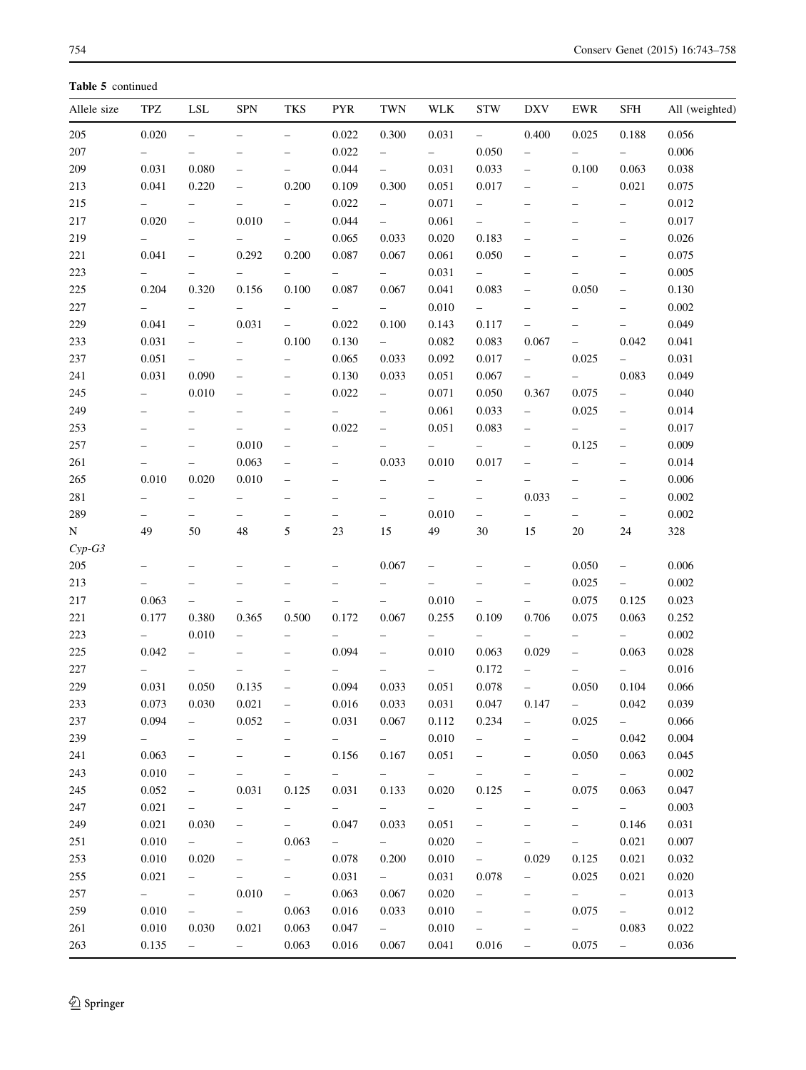**Table 5** continued

| Allele size | TPZ | LSL | SPN | TKS | PYR | TWN | WLK | STW | DXV | EWR | SFH | All (weighted) |
|---|---|---|---|---|---|---|---|---|---|---|---|---|
| 205 | 0.020 | – | – | – | 0.022 | 0.300 | 0.031 | – | 0.400 | 0.025 | 0.188 | 0.056 |
| 207 | – | – | – | – | 0.022 | – | – | 0.050 | – | – | – | 0.006 |
| 209 | 0.031 | 0.080 | – | – | 0.044 | – | 0.031 | 0.033 | – | 0.100 | 0.063 | 0.038 |
| 213 | 0.041 | 0.220 | – | 0.200 | 0.109 | 0.300 | 0.051 | 0.017 | – | – | 0.021 | 0.075 |
| 215 | – | – | – | – | 0.022 | – | 0.071 | – | – | – | – | 0.012 |
| 217 | 0.020 | – | 0.010 | – | 0.044 | – | 0.061 | – | – | – | – | 0.017 |
| 219 | – | – | – | – | 0.065 | 0.033 | 0.020 | 0.183 | – | – | – | 0.026 |
| 221 | 0.041 | – | 0.292 | 0.200 | 0.087 | 0.067 | 0.061 | 0.050 | – | – | – | 0.075 |
| 223 | – | – | – | – | – | – | 0.031 | – | – | – | – | 0.005 |
| 225 | 0.204 | 0.320 | 0.156 | 0.100 | 0.087 | 0.067 | 0.041 | 0.083 | – | 0.050 | – | 0.130 |
| 227 | – | – | – | – | – | – | 0.010 | – | – | – | – | 0.002 |
| 229 | 0.041 | – | 0.031 | – | 0.022 | 0.100 | 0.143 | 0.117 | – | – | – | 0.049 |
| 233 | 0.031 | – | – | 0.100 | 0.130 | – | 0.082 | 0.083 | 0.067 | – | 0.042 | 0.041 |
| 237 | 0.051 | – | – | – | 0.065 | 0.033 | 0.092 | 0.017 | – | 0.025 | – | 0.031 |
| 241 | 0.031 | 0.090 | – | – | 0.130 | 0.033 | 0.051 | 0.067 | – | – | 0.083 | 0.049 |
| 245 | – | 0.010 | – | – | 0.022 | – | 0.071 | 0.050 | 0.367 | 0.075 | – | 0.040 |
| 249 | – | – | – | – | – | – | 0.061 | 0.033 | – | 0.025 | – | 0.014 |
| 253 | – | – | – | – | 0.022 | – | 0.051 | 0.083 | – | – | – | 0.017 |
| 257 | – | – | 0.010 | – | – | – | – | – | – | 0.125 | – | 0.009 |
| 261 | – | – | 0.063 | – | – | 0.033 | 0.010 | 0.017 | – | – | – | 0.014 |
| 265 | 0.010 | 0.020 | 0.010 | – | – | – | – | – | – | – | – | 0.006 |
| 281 | – | – | – | – | – | – | – | – | 0.033 | – | – | 0.002 |
| 289 | – | – | – | – | – | – | 0.010 | – | – | – | – | 0.002 |
| N | 49 | 50 | 48 | 5 | 23 | 15 | 49 | 30 | 15 | 20 | 24 | 328 |
| *Cyp-G3* | | | | | | | | | | | | |
| 205 | – | – | – | – | – | 0.067 | – | – | – | 0.050 | – | 0.006 |
| 213 | – | – | – | – | – | – | – | – | – | 0.025 | – | 0.002 |
| 217 | 0.063 | – | – | – | – | – | 0.010 | – | – | 0.075 | 0.125 | 0.023 |
| 221 | 0.177 | 0.380 | 0.365 | 0.500 | 0.172 | 0.067 | 0.255 | 0.109 | 0.706 | 0.075 | 0.063 | 0.252 |
| 223 | – | 0.010 | – | – | – | – | – | – | – | – | – | 0.002 |
| 225 | 0.042 | – | – | – | 0.094 | – | 0.010 | 0.063 | 0.029 | – | 0.063 | 0.028 |
| 227 | – | – | – | – | – | – | – | 0.172 | – | – | – | 0.016 |
| 229 | 0.031 | 0.050 | 0.135 | – | 0.094 | 0.033 | 0.051 | 0.078 | – | 0.050 | 0.104 | 0.066 |
| 233 | 0.073 | 0.030 | 0.021 | – | 0.016 | 0.033 | 0.031 | 0.047 | 0.147 | – | 0.042 | 0.039 |
| 237 | 0.094 | – | 0.052 | – | 0.031 | 0.067 | 0.112 | 0.234 | – | 0.025 | – | 0.066 |
| 239 | – | – | – | – | – | – | 0.010 | – | – | – | 0.042 | 0.004 |
| 241 | 0.063 | – | – | – | 0.156 | 0.167 | 0.051 | – | – | 0.050 | 0.063 | 0.045 |
| 243 | 0.010 | – | – | – | – | – | – | – | – | – | – | 0.002 |
| 245 | 0.052 | – | 0.031 | 0.125 | 0.031 | 0.133 | 0.020 | 0.125 | – | 0.075 | 0.063 | 0.047 |
| 247 | 0.021 | – | – | – | – | – | – | – | – | – | – | 0.003 |
| 249 | 0.021 | 0.030 | – | – | 0.047 | 0.033 | 0.051 | – | – | – | 0.146 | 0.031 |
| 251 | 0.010 | – | – | 0.063 | – | – | 0.020 | – | – | – | 0.021 | 0.007 |
| 253 | 0.010 | 0.020 | – | – | 0.078 | 0.200 | 0.010 | – | 0.029 | 0.125 | 0.021 | 0.032 |
| 255 | 0.021 | – | – | – | 0.031 | – | 0.031 | 0.078 | – | 0.025 | 0.021 | 0.020 |
| 257 | – | – | 0.010 | – | 0.063 | 0.067 | 0.020 | – | – | – | – | 0.013 |
| 259 | 0.010 | – | – | 0.063 | 0.016 | 0.033 | 0.010 | – | – | 0.075 | – | 0.012 |
| 261 | 0.010 | 0.030 | 0.021 | 0.063 | 0.047 | – | 0.010 | – | – | – | 0.083 | 0.022 |
| 263 | 0.135 | – | – | 0.063 | 0.016 | 0.067 | 0.041 | 0.016 | – | 0.075 | – | 0.036 |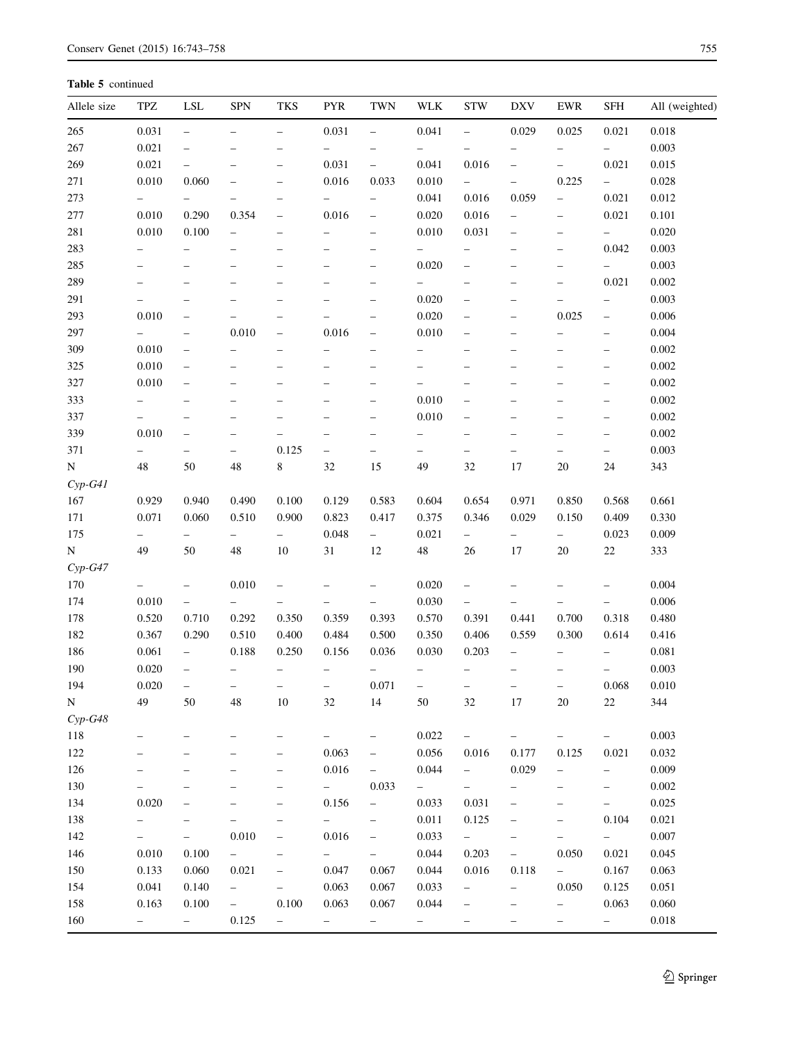**Table 5** continued

| Allele size | TPZ | LSL | SPN | TKS | PYR | TWN | WLK | STW | DXV | EWR | SFH | All (weighted) |
|---|---|---|---|---|---|---|---|---|---|---|---|---|
| 265 | 0.031 | – | – | – | 0.031 | – | 0.041 | – | 0.029 | 0.025 | 0.021 | 0.018 |
| 267 | 0.021 | – | – | – | – | – | – | – | – | – | – | 0.003 |
| 269 | 0.021 | – | – | – | 0.031 | – | 0.041 | 0.016 | – | – | 0.021 | 0.015 |
| 271 | 0.010 | 0.060 | – | – | 0.016 | 0.033 | 0.010 | – | – | 0.225 | – | 0.028 |
| 273 | – | – | – | – | – | – | 0.041 | 0.016 | 0.059 | – | 0.021 | 0.012 |
| 277 | 0.010 | 0.290 | 0.354 | – | 0.016 | – | 0.020 | 0.016 | – | – | 0.021 | 0.101 |
| 281 | 0.010 | 0.100 | – | – | – | – | 0.010 | 0.031 | – | – | – | 0.020 |
| 283 | – | – | – | – | – | – | – | – | – | – | 0.042 | 0.003 |
| 285 | – | – | – | – | – | – | 0.020 | – | – | – | – | 0.003 |
| 289 | – | – | – | – | – | – | – | – | – | – | 0.021 | 0.002 |
| 291 | – | – | – | – | – | – | 0.020 | – | – | – | – | 0.003 |
| 293 | 0.010 | – | – | – | – | – | 0.020 | – | – | 0.025 | – | 0.006 |
| 297 | – | – | 0.010 | – | 0.016 | – | 0.010 | – | – | – | – | 0.004 |
| 309 | 0.010 | – | – | – | – | – | – | – | – | – | – | 0.002 |
| 325 | 0.010 | – | – | – | – | – | – | – | – | – | – | 0.002 |
| 327 | 0.010 | – | – | – | – | – | – | – | – | – | – | 0.002 |
| 333 | – | – | – | – | – | – | 0.010 | – | – | – | – | 0.002 |
| 337 | – | – | – | – | – | – | 0.010 | – | – | – | – | 0.002 |
| 339 | 0.010 | – | – | – | – | – | – | – | – | – | – | 0.002 |
| 371 | – | – | – | 0.125 | – | – | – | – | – | – | – | 0.003 |
| N | 48 | 50 | 48 | 8 | 32 | 15 | 49 | 32 | 17 | 20 | 24 | 343 |
| *Cyp-G41* | | | | | | | | | | | | |
| 167 | 0.929 | 0.940 | 0.490 | 0.100 | 0.129 | 0.583 | 0.604 | 0.654 | 0.971 | 0.850 | 0.568 | 0.661 |
| 171 | 0.071 | 0.060 | 0.510 | 0.900 | 0.823 | 0.417 | 0.375 | 0.346 | 0.029 | 0.150 | 0.409 | 0.330 |
| 175 | – | – | – | – | 0.048 | – | 0.021 | – | – | – | 0.023 | 0.009 |
| N | 49 | 50 | 48 | 10 | 31 | 12 | 48 | 26 | 17 | 20 | 22 | 333 |
| *Cyp-G47* | | | | | | | | | | | | |
| 170 | – | – | 0.010 | – | – | – | 0.020 | – | – | – | – | 0.004 |
| 174 | 0.010 | – | – | – | – | – | 0.030 | – | – | – | – | 0.006 |
| 178 | 0.520 | 0.710 | 0.292 | 0.350 | 0.359 | 0.393 | 0.570 | 0.391 | 0.441 | 0.700 | 0.318 | 0.480 |
| 182 | 0.367 | 0.290 | 0.510 | 0.400 | 0.484 | 0.500 | 0.350 | 0.406 | 0.559 | 0.300 | 0.614 | 0.416 |
| 186 | 0.061 | – | 0.188 | 0.250 | 0.156 | 0.036 | 0.030 | 0.203 | – | – | – | 0.081 |
| 190 | 0.020 | – | – | – | – | – | – | – | – | – | – | 0.003 |
| 194 | 0.020 | – | – | – | – | 0.071 | – | – | – | – | 0.068 | 0.010 |
| N | 49 | 50 | 48 | 10 | 32 | 14 | 50 | 32 | 17 | 20 | 22 | 344 |
| *Cyp-G48* | | | | | | | | | | | | |
| 118 | – | – | – | – | – | – | 0.022 | – | – | – | – | 0.003 |
| 122 | – | – | – | – | 0.063 | – | 0.056 | 0.016 | 0.177 | 0.125 | 0.021 | 0.032 |
| 126 | – | – | – | – | 0.016 | – | 0.044 | – | 0.029 | – | – | 0.009 |
| 130 | – | – | – | – | – | 0.033 | – | – | – | – | – | 0.002 |
| 134 | 0.020 | – | – | – | 0.156 | – | 0.033 | 0.031 | – | – | – | 0.025 |
| 138 | – | – | – | – | – | – | 0.011 | 0.125 | – | – | 0.104 | 0.021 |
| 142 | – | – | 0.010 | – | 0.016 | – | 0.033 | – | – | – | – | 0.007 |
| 146 | 0.010 | 0.100 | – | – | – | – | 0.044 | 0.203 | – | 0.050 | 0.021 | 0.045 |
| 150 | 0.133 | 0.060 | 0.021 | – | 0.047 | 0.067 | 0.044 | 0.016 | 0.118 | – | 0.167 | 0.063 |
| 154 | 0.041 | 0.140 | – | – | 0.063 | 0.067 | 0.033 | – | – | 0.050 | 0.125 | 0.051 |
| 158 | 0.163 | 0.100 | – | 0.100 | 0.063 | 0.067 | 0.044 | – | – | – | 0.063 | 0.060 |
| 160 | – | – | 0.125 | – | – | – | – | – | – | – | – | 0.018 |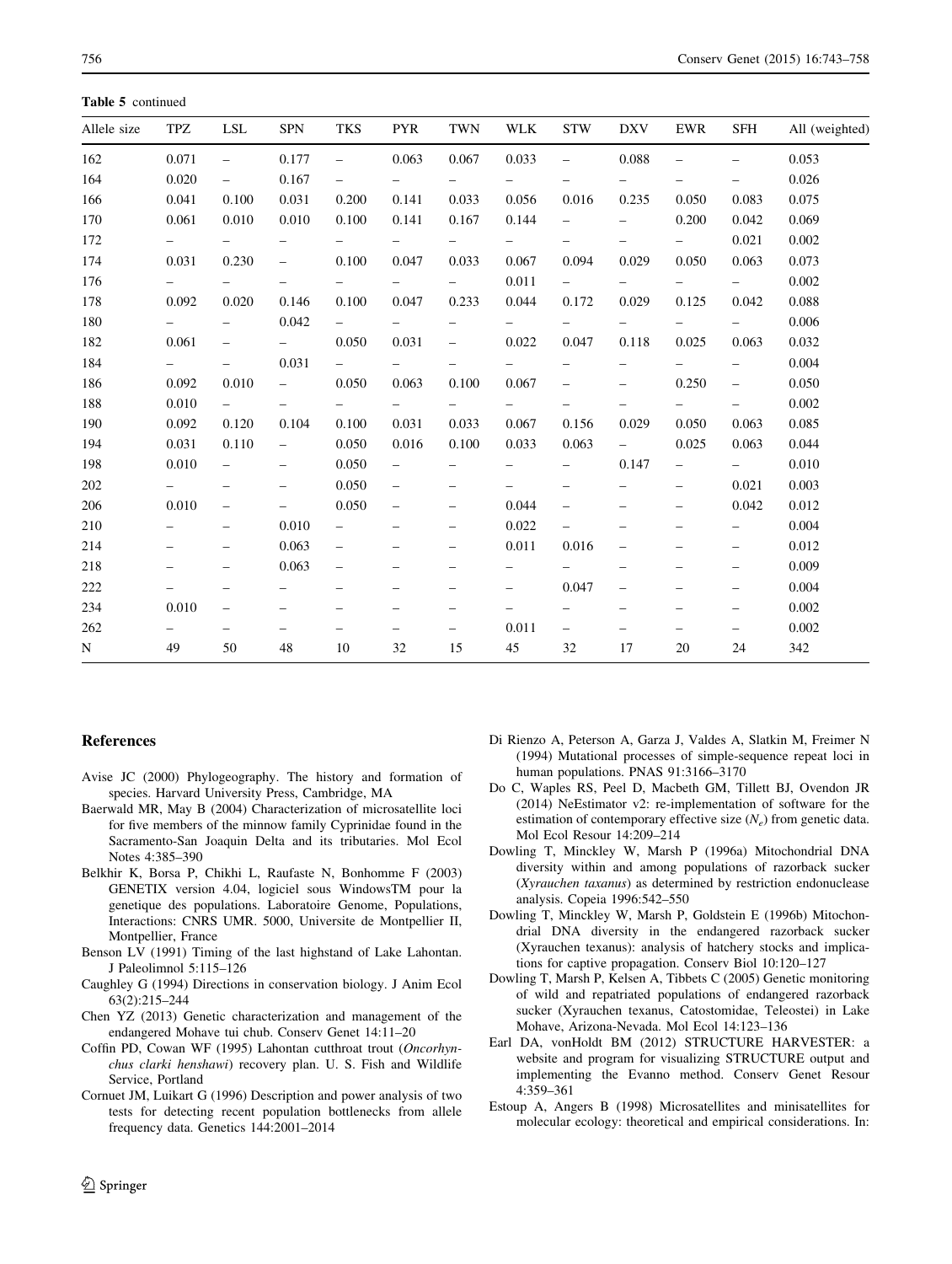**Table 5** continued

| Allele size | TPZ | LSL | SPN | TKS | PYR | TWN | WLK | STW | DXV | EWR | SFH | All (weighted) |
|---|---|---|---|---|---|---|---|---|---|---|---|---|
| 162 | 0.071 | – | 0.177 | – | 0.063 | 0.067 | 0.033 | – | 0.088 | – | – | 0.053 |
| 164 | 0.020 | – | 0.167 | – | – | – | – | – | – | – | – | 0.026 |
| 166 | 0.041 | 0.100 | 0.031 | 0.200 | 0.141 | 0.033 | 0.056 | 0.016 | 0.235 | 0.050 | 0.083 | 0.075 |
| 170 | 0.061 | 0.010 | 0.010 | 0.100 | 0.141 | 0.167 | 0.144 | – | – | 0.200 | 0.042 | 0.069 |
| 172 | – | – | – | – | – | – | – | – | – | – | 0.021 | 0.002 |
| 174 | 0.031 | 0.230 | – | 0.100 | 0.047 | 0.033 | 0.067 | 0.094 | 0.029 | 0.050 | 0.063 | 0.073 |
| 176 | – | – | – | – | – | – | 0.011 | – | – | – | – | 0.002 |
| 178 | 0.092 | 0.020 | 0.146 | 0.100 | 0.047 | 0.233 | 0.044 | 0.172 | 0.029 | 0.125 | 0.042 | 0.088 |
| 180 | – | – | 0.042 | – | – | – | – | – | – | – | – | 0.006 |
| 182 | 0.061 | – | – | 0.050 | 0.031 | – | 0.022 | 0.047 | 0.118 | 0.025 | 0.063 | 0.032 |
| 184 | – | – | 0.031 | – | – | – | – | – | – | – | – | 0.004 |
| 186 | 0.092 | 0.010 | – | 0.050 | 0.063 | 0.100 | 0.067 | – | – | 0.250 | – | 0.050 |
| 188 | 0.010 | – | – | – | – | – | – | – | – | – | – | 0.002 |
| 190 | 0.092 | 0.120 | 0.104 | 0.100 | 0.031 | 0.033 | 0.067 | 0.156 | 0.029 | 0.050 | 0.063 | 0.085 |
| 194 | 0.031 | 0.110 | – | 0.050 | 0.016 | 0.100 | 0.033 | 0.063 | – | 0.025 | 0.063 | 0.044 |
| 198 | 0.010 | – | – | 0.050 | – | – | – | – | 0.147 | – | – | 0.010 |
| 202 | – | – | – | 0.050 | – | – | – | – | – | – | 0.021 | 0.003 |
| 206 | 0.010 | – | – | 0.050 | – | – | 0.044 | – | – | – | 0.042 | 0.012 |
| 210 | – | – | 0.010 | – | – | – | 0.022 | – | – | – | – | 0.004 |
| 214 | – | – | 0.063 | – | – | – | 0.011 | 0.016 | – | – | – | 0.012 |
| 218 | – | – | 0.063 | – | – | – | – | – | – | – | – | 0.009 |
| 222 | – | – | – | – | – | – | – | 0.047 | – | – | – | 0.004 |
| 234 | 0.010 | – | – | – | – | – | – | – | – | – | – | 0.002 |
| 262 | – | – | – | – | – | – | 0.011 | – | – | – | – | 0.002 |
| N | 49 | 50 | 48 | 10 | 32 | 15 | 45 | 32 | 17 | 20 | 24 | 342 |

## References

Avise JC (2000) Phylogeography. The history and formation of species. Harvard University Press, Cambridge, MA

Baerwald MR, May B (2004) Characterization of microsatellite loci for five members of the minnow family Cyprinidae found in the Sacramento-San Joaquin Delta and its tributaries. Mol Ecol Notes 4:385–390

Belkhir K, Borsa P, Chikhi L, Raufaste N, Bonhomme F (2003) GENETIX version 4.04, logiciel sous WindowsTM pour la genetique des populations. Laboratoire Genome, Populations, Interactions: CNRS UMR. 5000, Universite de Montpellier II, Montpellier, France

Benson LV (1991) Timing of the last highstand of Lake Lahontan. J Paleolimnol 5:115–126

Caughley G (1994) Directions in conservation biology. J Anim Ecol 63(2):215–244

Chen YZ (2013) Genetic characterization and management of the endangered Mohave tui chub. Conserv Genet 14:11–20

Coffin PD, Cowan WF (1995) Lahontan cutthroat trout (*Oncorhynchus clarki henshawi*) recovery plan. U. S. Fish and Wildlife Service, Portland

Cornuet JM, Luikart G (1996) Description and power analysis of two tests for detecting recent population bottlenecks from allele frequency data. Genetics 144:2001–2014

Di Rienzo A, Peterson A, Garza J, Valdes A, Slatkin M, Freimer N (1994) Mutational processes of simple-sequence repeat loci in human populations. PNAS 91:3166–3170

Do C, Waples RS, Peel D, Macbeth GM, Tillett BJ, Ovendon JR (2014) NeEstimator v2: re-implementation of software for the estimation of contemporary effective size ($N_e$) from genetic data. Mol Ecol Resour 14:209–214

Dowling T, Minckley W, Marsh P (1996a) Mitochondrial DNA diversity within and among populations of razorback sucker (*Xyrauchen taxanus*) as determined by restriction endonuclease analysis. Copeia 1996:542–550

Dowling T, Minckley W, Marsh P, Goldstein E (1996b) Mitochondrial DNA diversity in the endangered razorback sucker (Xyrauchen texanus): analysis of hatchery stocks and implications for captive propagation. Conserv Biol 10:120–127

Dowling T, Marsh P, Kelsen A, Tibbets C (2005) Genetic monitoring of wild and repatriated populations of endangered razorback sucker (Xyrauchen texanus, Catostomidae, Teleostei) in Lake Mohave, Arizona-Nevada. Mol Ecol 14:123–136

Earl DA, vonHoldt BM (2012) STRUCTURE HARVESTER: a website and program for visualizing STRUCTURE output and implementing the Evanno method. Conserv Genet Resour 4:359–361

Estoup A, Angers B (1998) Microsatellites and minisatellites for molecular ecology: theoretical and empirical considerations. In: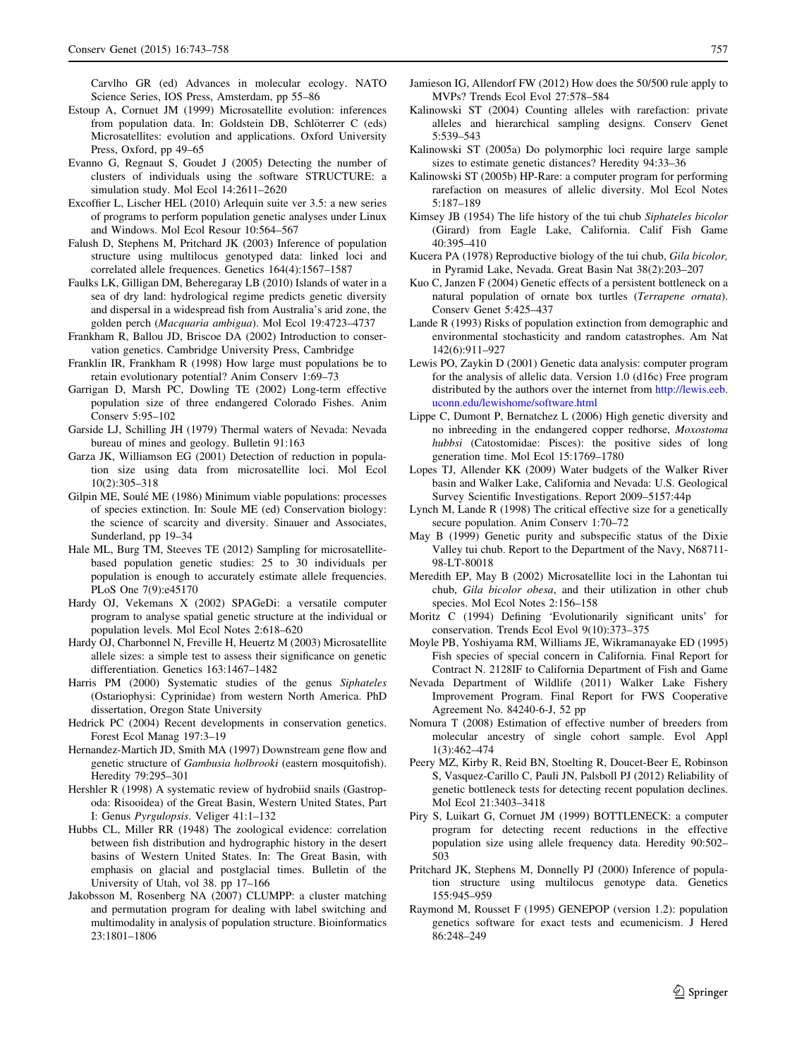Carvlho GR (ed) Advances in molecular ecology. NATO Science Series, IOS Press, Amsterdam, pp 55–86

Estoup A, Cornuet JM (1999) Microsatellite evolution: inferences from population data. In: Goldstein DB, Schlötterer C (eds) Microsatellites: evolution and applications. Oxford University Press, Oxford, pp 49–65

Evanno G, Regnaut S, Goudet J (2005) Detecting the number of clusters of individuals using the software STRUCTURE: a simulation study. Mol Ecol 14:2611–2620

Excoffier L, Lischer HEL (2010) Arlequin suite ver 3.5: a new series of programs to perform population genetic analyses under Linux and Windows. Mol Ecol Resour 10:564–567

Falush D, Stephens M, Pritchard JK (2003) Inference of population structure using multilocus genotyped data: linked loci and correlated allele frequences. Genetics 164(4):1567–1587

Faulks LK, Gilligan DM, Beheregaray LB (2010) Islands of water in a sea of dry land: hydrological regime predicts genetic diversity and dispersal in a widespread fish from Australia's arid zone, the golden perch (*Macquaria ambigua*). Mol Ecol 19:4723–4737

Frankham R, Ballou JD, Briscoe DA (2002) Introduction to conservation genetics. Cambridge University Press, Cambridge

Franklin IR, Frankham R (1998) How large must populations be to retain evolutionary potential? Anim Conserv 1:69–73

Garrigan D, Marsh PC, Dowling TE (2002) Long-term effective population size of three endangered Colorado Fishes. Anim Conserv 5:95–102

Garside LJ, Schilling JH (1979) Thermal waters of Nevada: Nevada bureau of mines and geology. Bulletin 91:163

Garza JK, Williamson EG (2001) Detection of reduction in population size using data from microsatellite loci. Mol Ecol 10(2):305–318

Gilpin ME, Soulé ME (1986) Minimum viable populations: processes of species extinction. In: Soule ME (ed) Conservation biology: the science of scarcity and diversity. Sinauer and Associates, Sunderland, pp 19–34

Hale ML, Burg TM, Steeves TE (2012) Sampling for microsatellite-based population genetic studies: 25 to 30 individuals per population is enough to accurately estimate allele frequencies. PLoS One 7(9):e45170

Hardy OJ, Vekemans X (2002) SPAGeDi: a versatile computer program to analyse spatial genetic structure at the individual or population levels. Mol Ecol Notes 2:618–620

Hardy OJ, Charbonnel N, Freville H, Heuertz M (2003) Microsatellite allele sizes: a simple test to assess their significance on genetic differentiation. Genetics 163:1467–1482

Harris PM (2000) Systematic studies of the genus *Siphateles* (Ostariophysi: Cyprinidae) from western North America. PhD dissertation, Oregon State University

Hedrick PC (2004) Recent developments in conservation genetics. Forest Ecol Manag 197:3–19

Hernandez-Martich JD, Smith MA (1997) Downstream gene flow and genetic structure of *Gambusia holbrooki* (eastern mosquitofish). Heredity 79:295–301

Hershler R (1998) A systematic review of hydrobiid snails (Gastropoda: Risooidea) of the Great Basin, Western United States, Part I: Genus *Pyrgulopsis*. Veliger 41:1–132

Hubbs CL, Miller RR (1948) The zoological evidence: correlation between fish distribution and hydrographic history in the desert basins of Western United States. In: The Great Basin, with emphasis on glacial and postglacial times. Bulletin of the University of Utah, vol 38. pp 17–166

Jakobsson M, Rosenberg NA (2007) CLUMPP: a cluster matching and permutation program for dealing with label switching and multimodality in analysis of population structure. Bioinformatics 23:1801–1806

Jamieson IG, Allendorf FW (2012) How does the 50/500 rule apply to MVPs? Trends Ecol Evol 27:578–584

Kalinowski ST (2004) Counting alleles with rarefaction: private alleles and hierarchical sampling designs. Conserv Genet 5:539–543

Kalinowski ST (2005a) Do polymorphic loci require large sample sizes to estimate genetic distances? Heredity 94:33–36

Kalinowski ST (2005b) HP-Rare: a computer program for performing rarefaction on measures of allelic diversity. Mol Ecol Notes 5:187–189

Kimsey JB (1954) The life history of the tui chub *Siphateles bicolor* (Girard) from Eagle Lake, California. Calif Fish Game 40:395–410

Kucera PA (1978) Reproductive biology of the tui chub, *Gila bicolor,* in Pyramid Lake, Nevada. Great Basin Nat 38(2):203–207

Kuo C, Janzen F (2004) Genetic effects of a persistent bottleneck on a natural population of ornate box turtles (*Terrapene ornata*). Conserv Genet 5:425–437

Lande R (1993) Risks of population extinction from demographic and environmental stochasticity and random catastrophes. Am Nat 142(6):911–927

Lewis PO, Zaykin D (2001) Genetic data analysis: computer program for the analysis of allelic data. Version 1.0 (d16c) Free program distributed by the authors over the internet from http://lewis.eeb.uconn.edu/lewishome/software.html

Lippe C, Dumont P, Bernatchez L (2006) High genetic diversity and no inbreeding in the endangered copper redhorse, *Moxostoma hubbsi* (Catostomidae: Pisces): the positive sides of long generation time. Mol Ecol 15:1769–1780

Lopes TJ, Allender KK (2009) Water budgets of the Walker River basin and Walker Lake, California and Nevada: U.S. Geological Survey Scientific Investigations. Report 2009–5157:44p

Lynch M, Lande R (1998) The critical effective size for a genetically secure population. Anim Conserv 1:70–72

May B (1999) Genetic purity and subspecific status of the Dixie Valley tui chub. Report to the Department of the Navy, N68711-98-LT-80018

Meredith EP, May B (2002) Microsatellite loci in the Lahontan tui chub, *Gila bicolor obesa*, and their utilization in other chub species. Mol Ecol Notes 2:156–158

Moritz C (1994) Defining 'Evolutionarily significant units' for conservation. Trends Ecol Evol 9(10):373–375

Moyle PB, Yoshiyama RM, Williams JE, Wikramanayake ED (1995) Fish species of special concern in California. Final Report for Contract N. 2128IF to California Department of Fish and Game

Nevada Department of Wildlife (2011) Walker Lake Fishery Improvement Program. Final Report for FWS Cooperative Agreement No. 84240-6-J, 52 pp

Nomura T (2008) Estimation of effective number of breeders from molecular ancestry of single cohort sample. Evol Appl 1(3):462–474

Peery MZ, Kirby R, Reid BN, Stoelting R, Doucet-Beer E, Robinson S, Vasquez-Carillo C, Pauli JN, Palsboll PJ (2012) Reliability of genetic bottleneck tests for detecting recent population declines. Mol Ecol 21:3403–3418

Piry S, Luikart G, Cornuet JM (1999) BOTTLENECK: a computer program for detecting recent reductions in the effective population size using allele frequency data. Heredity 90:502–503

Pritchard JK, Stephens M, Donnelly PJ (2000) Inference of population structure using multilocus genotype data. Genetics 155:945–959

Raymond M, Rousset F (1995) GENEPOP (version 1.2): population genetics software for exact tests and ecumenicism. J Hered 86:248–249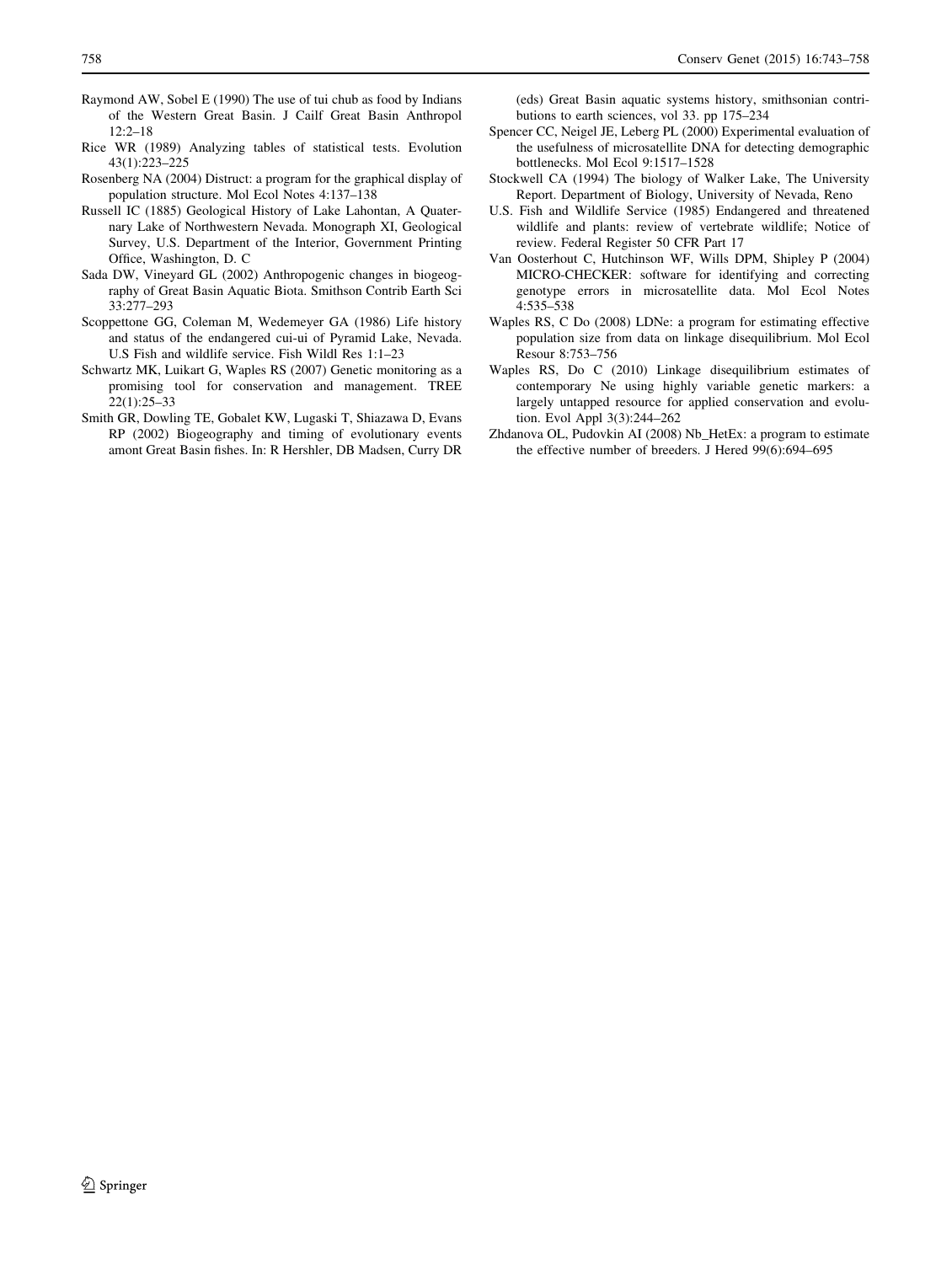Raymond AW, Sobel E (1990) The use of tui chub as food by Indians of the Western Great Basin. J Cailf Great Basin Anthropol 12:2–18

Rice WR (1989) Analyzing tables of statistical tests. Evolution 43(1):223–225

Rosenberg NA (2004) Distruct: a program for the graphical display of population structure. Mol Ecol Notes 4:137–138

Russell IC (1885) Geological History of Lake Lahontan, A Quaternary Lake of Northwestern Nevada. Monograph XI, Geological Survey, U.S. Department of the Interior, Government Printing Office, Washington, D. C

Sada DW, Vineyard GL (2002) Anthropogenic changes in biogeography of Great Basin Aquatic Biota. Smithson Contrib Earth Sci 33:277–293

Scoppettone GG, Coleman M, Wedemeyer GA (1986) Life history and status of the endangered cui-ui of Pyramid Lake, Nevada. U.S Fish and wildlife service. Fish Wildl Res 1:1–23

Schwartz MK, Luikart G, Waples RS (2007) Genetic monitoring as a promising tool for conservation and management. TREE 22(1):25–33

Smith GR, Dowling TE, Gobalet KW, Lugaski T, Shiazawa D, Evans RP (2002) Biogeography and timing of evolutionary events amont Great Basin fishes. In: R Hershler, DB Madsen, Curry DR (eds) Great Basin aquatic systems history, smithsonian contributions to earth sciences, vol 33. pp 175–234

Spencer CC, Neigel JE, Leberg PL (2000) Experimental evaluation of the usefulness of microsatellite DNA for detecting demographic bottlenecks. Mol Ecol 9:1517–1528

Stockwell CA (1994) The biology of Walker Lake, The University Report. Department of Biology, University of Nevada, Reno

U.S. Fish and Wildlife Service (1985) Endangered and threatened wildlife and plants: review of vertebrate wildlife; Notice of review. Federal Register 50 CFR Part 17

Van Oosterhout C, Hutchinson WF, Wills DPM, Shipley P (2004) MICRO-CHECKER: software for identifying and correcting genotype errors in microsatellite data. Mol Ecol Notes 4:535–538

Waples RS, C Do (2008) LDNe: a program for estimating effective population size from data on linkage disequilibrium. Mol Ecol Resour 8:753–756

Waples RS, Do C (2010) Linkage disequilibrium estimates of contemporary Ne using highly variable genetic markers: a largely untapped resource for applied conservation and evolution. Evol Appl 3(3):244–262

Zhdanova OL, Pudovkin AI (2008) Nb_HetEx: a program to estimate the effective number of breeders. J Hered 99(6):694–695